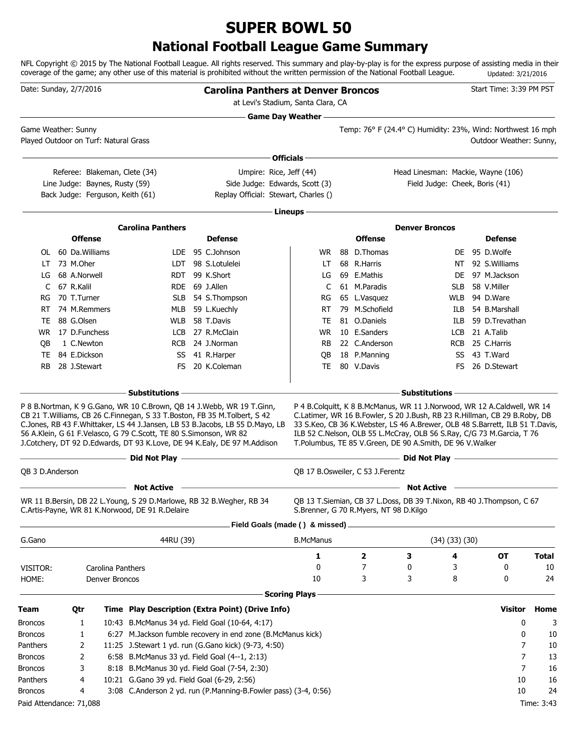# SUPER BOWL 50

## National Football League Game Summary

NFL Copyright © 2015 by The National Football League. All rights reserved. This summary and play-by-play is for the express purpose of assisting media in their coverage of the game; any other use of this material is prohibited without the written permission of the National Football League. Updated: 3/21/2016

Date: Sunday, 2/7/2016

**Carolina Panthers at Denver Broncos**

at Levi's Stadium, Santa Clara, CA

Start Time: 3:39 PM PST

### Game Day Weather

Game Weather: Sunny

Temp: 76° F (24.4° C) Humidity: 23%, Wind: Northwest 16 mph

Played Outdoor on Turf: Natural Grass

Outdoor Weather: Sunny,

### Officials

Referee: Blakeman, Clete (34)
Umpire: Rice, Jeff (44)
Head Linesman: Mackie, Wayne (106)
Line Judge: Baynes, Rusty (59)
Side Judge: Edwards, Scott (3)
Field Judge: Cheek, Boris (41)
Back Judge: Ferguson, Keith (61)
Replay Official: Stewart, Charles ()

### Lineups

| Carolina Panthers | | | | Denver Broncos | | | |
|---|---|---|---|---|---|---|---|
| **Offense** | | **Defense** | | **Offense** | | **Defense** | |
| OL | 60 Da.Williams | LDE | 95 C.Johnson | WR | 88 D.Thomas | DE | 95 D.Wolfe |
| LT | 73 M.Oher | LDT | 98 S.Lotulelei | LT | 68 R.Harris | NT | 92 S.Williams |
| LG | 68 A.Norwell | RDT | 99 K.Short | LG | 69 E.Mathis | DE | 97 M.Jackson |
| C | 67 R.Kalil | RDE | 69 J.Allen | C | 61 M.Paradis | SLB | 58 V.Miller |
| RG | 70 T.Turner | SLB | 54 S.Thompson | RG | 65 L.Vasquez | WLB | 94 D.Ware |
| RT | 74 M.Remmers | MLB | 59 L.Kuechly | RT | 79 M.Schofield | ILB | 54 B.Marshall |
| TE | 88 G.Olsen | WLB | 58 T.Davis | TE | 81 O.Daniels | ILB | 59 D.Trevathan |
| WR | 17 D.Funchess | LCB | 27 R.McClain | WR | 10 E.Sanders | LCB | 21 A.Talib |
| QB | 1 C.Newton | RCB | 24 J.Norman | RB | 22 C.Anderson | RCB | 25 C.Harris |
| TE | 84 E.Dickson | SS | 41 R.Harper | QB | 18 P.Manning | SS | 43 T.Ward |
| RB | 28 J.Stewart | FS | 20 K.Coleman | TE | 80 V.Davis | FS | 26 D.Stewart |

### Substitutions

**Carolina Panthers:** P 8 B.Nortman, K 9 G.Gano, WR 10 C.Brown, QB 14 J.Webb, WR 19 T.Ginn, CB 21 T.Williams, CB 26 C.Finnegan, S 33 T.Boston, FB 35 M.Tolbert, S 42 C.Jones, RB 43 F.Whittaker, LS 44 J.Jansen, LB 53 B.Jacobs, LB 55 D.Mayo, LB 56 A.Klein, G 61 F.Velasco, G 79 C.Scott, TE 80 S.Simonson, WR 82 J.Cotchery, DT 92 D.Edwards, DT 93 K.Love, DE 94 K.Ealy, DE 97 M.Addison

**Denver Broncos:** P 4 B.Colquitt, K 8 B.McManus, WR 11 J.Norwood, WR 12 A.Caldwell, WR 14 C.Latimer, WR 16 B.Fowler, S 20 J.Bush, RB 23 R.Hillman, CB 29 B.Roby, DB 33 S.Keo, CB 36 K.Webster, LS 46 A.Brewer, OLB 48 S.Barrett, ILB 51 T.Davis, ILB 52 C.Nelson, OLB 55 L.McCray, OLB 56 S.Ray, C/G 73 M.Garcia, T 76 T.Polumbus, TE 85 V.Green, DE 90 A.Smith, DE 96 V.Walker

### Did Not Play

**Carolina Panthers:** QB 3 D.Anderson

**Denver Broncos:** QB 17 B.Osweiler, C 53 J.Ferentz

### Not Active

**Carolina Panthers:** WR 11 B.Bersin, DB 22 L.Young, S 29 D.Marlowe, RB 32 B.Wegher, RB 34 C.Artis-Payne, WR 81 K.Norwood, DE 91 R.Delaire

**Denver Broncos:** QB 13 T.Siemian, CB 37 L.Doss, DB 39 T.Nixon, RB 40 J.Thompson, C 67 S.Brenner, G 70 R.Myers, NT 98 D.Kilgo

### Field Goals (made () & missed)

| G.Gano | 44RU (39) | B.McManus | (34) (33) (30) |
|---|---|---|---|

| | | 1 | 2 | 3 | 4 | OT | Total |
|---|---|---|---|---|---|---|---|
| VISITOR: | Carolina Panthers | 0 | 7 | 0 | 3 | 0 | 10 |
| HOME: | Denver Broncos | 10 | 3 | 3 | 8 | 0 | 24 |

### Scoring Plays

| Team | Qtr | Time | Play Description (Extra Point) (Drive Info) | Visitor | Home |
|---|---|---|---|---|---|
| Broncos | 1 | 10:43 | B.McManus 34 yd. Field Goal (10-64, 4:17) | 0 | 3 |
| Broncos | 1 | 6:27 | M.Jackson fumble recovery in end zone (B.McManus kick) | 0 | 10 |
| Panthers | 2 | 11:25 | J.Stewart 1 yd. run (G.Gano kick) (9-73, 4:50) | 7 | 10 |
| Broncos | 2 | 6:58 | B.McManus 33 yd. Field Goal (4--1, 2:13) | 7 | 13 |
| Broncos | 3 | 8:18 | B.McManus 30 yd. Field Goal (7-54, 2:30) | 7 | 16 |
| Panthers | 4 | 10:21 | G.Gano 39 yd. Field Goal (6-29, 2:56) | 10 | 16 |
| Broncos | 4 | 3:08 | C.Anderson 2 yd. run (P.Manning-B.Fowler pass) (3-4, 0:56) | 10 | 24 |

Paid Attendance: 71,088

Time: 3:43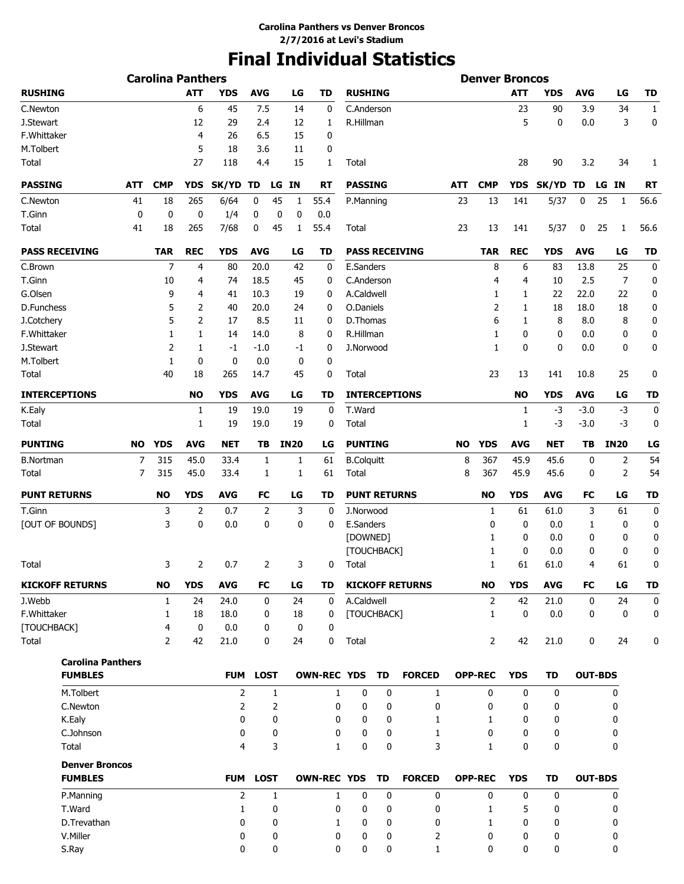**Carolina Panthers vs Denver Broncos**
**2/7/2016 at Levi's Stadium**

# Final Individual Statistics

## Carolina Panthers

| RUSHING | ATT | YDS | AVG | LG | TD |
|---|---|---|---|---|---|
| C.Newton | 6 | 45 | 7.5 | 14 | 0 |
| J.Stewart | 12 | 29 | 2.4 | 12 | 1 |
| F.Whittaker | 4 | 26 | 6.5 | 15 | 0 |
| M.Tolbert | 5 | 18 | 3.6 | 11 | 0 |
| Total | 27 | 118 | 4.4 | 15 | 1 |

| PASSING | ATT | CMP | YDS | SK/YD | TD | LG | IN | RT |
|---|---|---|---|---|---|---|---|---|
| C.Newton | 41 | 18 | 265 | 6/64 | 0 | 45 | 1 | 55.4 |
| T.Ginn | 0 | 0 | 0 | 1/4 | 0 | 0 | 0 | 0.0 |
| Total | 41 | 18 | 265 | 7/68 | 0 | 45 | 1 | 55.4 |

| PASS RECEIVING | TAR | REC | YDS | AVG | LG | TD |
|---|---|---|---|---|---|---|
| C.Brown | 7 | 4 | 80 | 20.0 | 42 | 0 |
| T.Ginn | 10 | 4 | 74 | 18.5 | 45 | 0 |
| G.Olsen | 9 | 4 | 41 | 10.3 | 19 | 0 |
| D.Funchess | 5 | 2 | 40 | 20.0 | 24 | 0 |
| J.Cotchery | 5 | 2 | 17 | 8.5 | 11 | 0 |
| F.Whittaker | 1 | 1 | 14 | 14.0 | 8 | 0 |
| J.Stewart | 2 | 1 | -1 | -1.0 | -1 | 0 |
| M.Tolbert | 1 | 0 | 0 | 0.0 | 0 | 0 |
| Total | 40 | 18 | 265 | 14.7 | 45 | 0 |

| INTERCEPTIONS | NO | YDS | AVG | LG | TD |
|---|---|---|---|---|---|
| K.Ealy | 1 | 19 | 19.0 | 19 | 0 |
| Total | 1 | 19 | 19.0 | 19 | 0 |

| PUNTING | NO | YDS | AVG | NET | TB | IN20 | LG |
|---|---|---|---|---|---|---|---|
| B.Nortman | 7 | 315 | 45.0 | 33.4 | 1 | 1 | 61 |
| Total | 7 | 315 | 45.0 | 33.4 | 1 | 1 | 61 |

| PUNT RETURNS | NO | YDS | AVG | FC | LG | TD |
|---|---|---|---|---|---|---|
| T.Ginn | 3 | 2 | 0.7 | 2 | 3 | 0 |
| [OUT OF BOUNDS] | 3 | 0 | 0.0 | 0 | 0 | 0 |
| Total | 3 | 2 | 0.7 | 2 | 3 | 0 |

| KICKOFF RETURNS | NO | YDS | AVG | FC | LG | TD |
|---|---|---|---|---|---|---|
| J.Webb | 1 | 24 | 24.0 | 0 | 24 | 0 |
| F.Whittaker | 1 | 18 | 18.0 | 0 | 18 | 0 |
| [TOUCHBACK] | 4 | 0 | 0.0 | 0 | 0 | 0 |
| Total | 2 | 42 | 21.0 | 0 | 24 | 0 |

## Denver Broncos

| RUSHING | ATT | YDS | AVG | LG | TD |
|---|---|---|---|---|---|
| C.Anderson | 23 | 90 | 3.9 | 34 | 1 |
| R.Hillman | 5 | 0 | 0.0 | 3 | 0 |
| Total | 28 | 90 | 3.2 | 34 | 1 |

| PASSING | ATT | CMP | YDS | SK/YD | TD | LG | IN | RT |
|---|---|---|---|---|---|---|---|---|
| P.Manning | 23 | 13 | 141 | 5/37 | 0 | 25 | 1 | 56.6 |
| Total | 23 | 13 | 141 | 5/37 | 0 | 25 | 1 | 56.6 |

| PASS RECEIVING | TAR | REC | YDS | AVG | LG | TD |
|---|---|---|---|---|---|---|
| E.Sanders | 8 | 6 | 83 | 13.8 | 25 | 0 |
| C.Anderson | 4 | 4 | 10 | 2.5 | 7 | 0 |
| A.Caldwell | 1 | 1 | 22 | 22.0 | 22 | 0 |
| O.Daniels | 2 | 1 | 18 | 18.0 | 18 | 0 |
| D.Thomas | 6 | 1 | 8 | 8.0 | 8 | 0 |
| R.Hillman | 1 | 0 | 0 | 0.0 | 0 | 0 |
| J.Norwood | 1 | 0 | 0 | 0.0 | 0 | 0 |
| Total | 23 | 13 | 141 | 10.8 | 25 | 0 |

| INTERCEPTIONS | NO | YDS | AVG | LG | TD |
|---|---|---|---|---|---|
| T.Ward | 1 | -3 | -3.0 | -3 | 0 |
| Total | 1 | -3 | -3.0 | -3 | 0 |

| PUNTING | NO | YDS | AVG | NET | TB | IN20 | LG |
|---|---|---|---|---|---|---|---|
| B.Colquitt | 8 | 367 | 45.9 | 45.6 | 0 | 2 | 54 |
| Total | 8 | 367 | 45.9 | 45.6 | 0 | 2 | 54 |

| PUNT RETURNS | NO | YDS | AVG | FC | LG | TD |
|---|---|---|---|---|---|---|
| J.Norwood | 1 | 61 | 61.0 | 3 | 61 | 0 |
| E.Sanders | 0 | 0 | 0.0 | 1 | 0 | 0 |
| [DOWNED] | 1 | 0 | 0.0 | 0 | 0 | 0 |
| [TOUCHBACK] | 1 | 0 | 0.0 | 0 | 0 | 0 |
| Total | 1 | 61 | 61.0 | 4 | 61 | 0 |

| KICKOFF RETURNS | NO | YDS | AVG | FC | LG | TD |
|---|---|---|---|---|---|---|
| A.Caldwell | 2 | 42 | 21.0 | 0 | 24 | 0 |
| [TOUCHBACK] | 1 | 0 | 0.0 | 0 | 0 | 0 |
| Total | 2 | 42 | 21.0 | 0 | 24 | 0 |

## Fumbles

**Carolina Panthers**

| FUMBLES | FUM | LOST | OWN-REC | YDS | TD | FORCED | OPP-REC | YDS | TD | OUT-BDS |
|---|---|---|---|---|---|---|---|---|---|---|
| M.Tolbert | 2 | 1 | 1 | 0 | 0 | 1 | 0 | 0 | 0 | 0 |
| C.Newton | 2 | 2 | 0 | 0 | 0 | 0 | 0 | 0 | 0 | 0 |
| K.Ealy | 0 | 0 | 0 | 0 | 0 | 1 | 1 | 0 | 0 | 0 |
| C.Johnson | 0 | 0 | 0 | 0 | 0 | 1 | 0 | 0 | 0 | 0 |
| Total | 4 | 3 | 1 | 0 | 0 | 3 | 1 | 0 | 0 | 0 |

**Denver Broncos**

| FUMBLES | FUM | LOST | OWN-REC | YDS | TD | FORCED | OPP-REC | YDS | TD | OUT-BDS |
|---|---|---|---|---|---|---|---|---|---|---|
| P.Manning | 2 | 1 | 1 | 0 | 0 | 0 | 0 | 0 | 0 | 0 |
| T.Ward | 1 | 0 | 0 | 0 | 0 | 0 | 1 | 5 | 0 | 0 |
| D.Trevathan | 0 | 0 | 1 | 0 | 0 | 0 | 1 | 0 | 0 | 0 |
| V.Miller | 0 | 0 | 0 | 0 | 0 | 2 | 0 | 0 | 0 | 0 |
| S.Ray | 0 | 0 | 0 | 0 | 0 | 1 | 0 | 0 | 0 | 0 |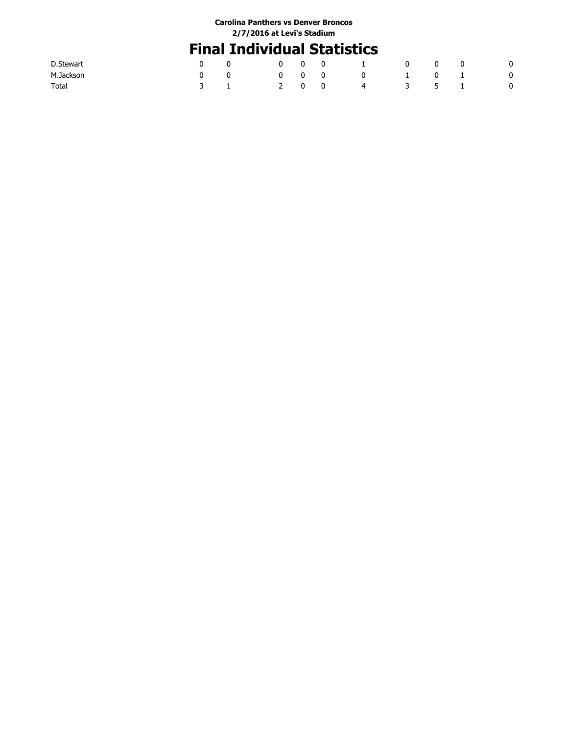Carolina Panthers vs Denver Broncos

2/7/2016 at Levi's Stadium

# Final Individual Statistics

| | | | | | | | | | | |
|---|---|---|---|---|---|---|---|---|---|---|
| D.Stewart | 0 | 0 | 0 | 0 | 0 | 1 | 0 | 0 | 0 | 0 |
| M.Jackson | 0 | 0 | 0 | 0 | 0 | 0 | 1 | 0 | 1 | 0 |
| Total | 3 | 1 | 2 | 0 | 0 | 4 | 3 | 5 | 1 | 0 |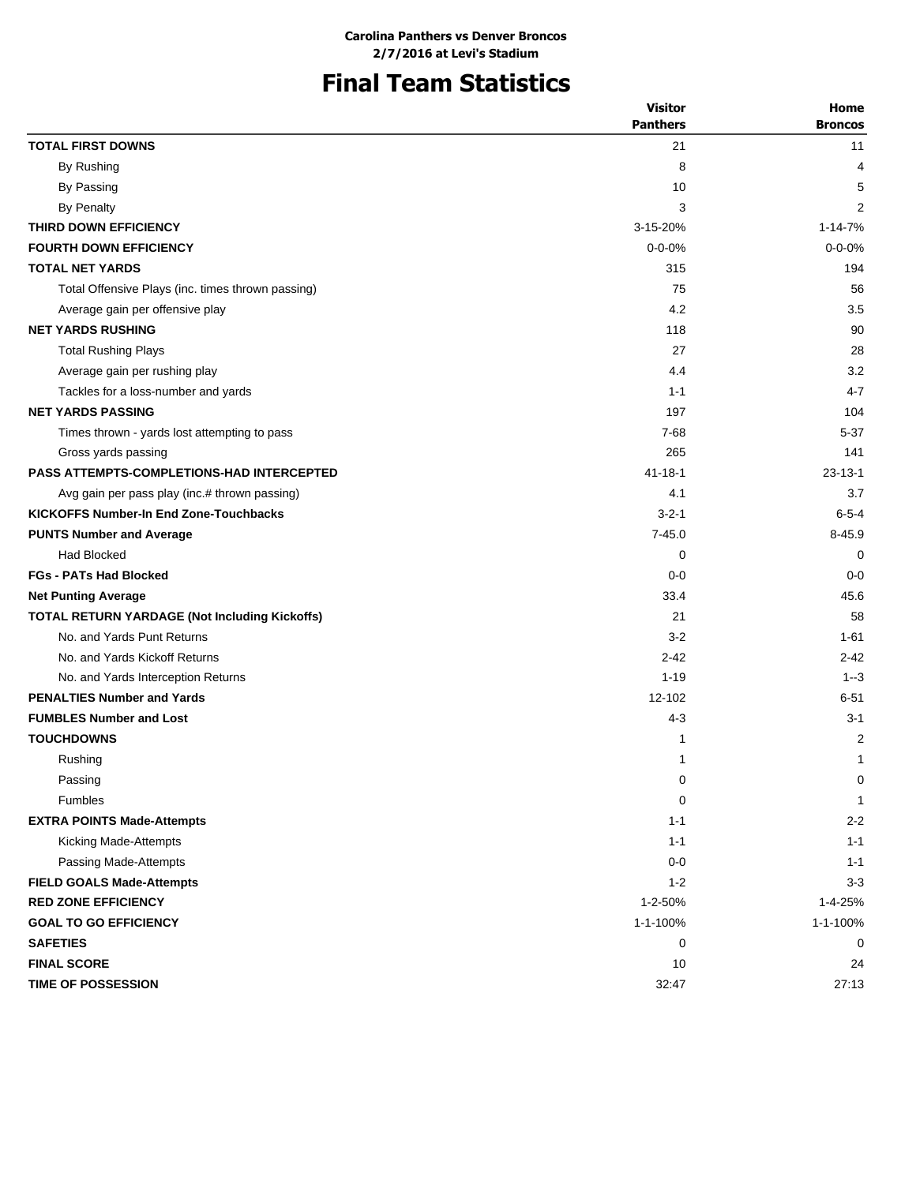**Carolina Panthers vs Denver Broncos**
**2/7/2016 at Levi's Stadium**

# Final Team Statistics

| | Visitor Panthers | Home Broncos |
|---|---|---|
| **TOTAL FIRST DOWNS** | 21 | 11 |
| By Rushing | 8 | 4 |
| By Passing | 10 | 5 |
| By Penalty | 3 | 2 |
| **THIRD DOWN EFFICIENCY** | 3-15-20% | 1-14-7% |
| **FOURTH DOWN EFFICIENCY** | 0-0-0% | 0-0-0% |
| **TOTAL NET YARDS** | 315 | 194 |
| Total Offensive Plays (inc. times thrown passing) | 75 | 56 |
| Average gain per offensive play | 4.2 | 3.5 |
| **NET YARDS RUSHING** | 118 | 90 |
| Total Rushing Plays | 27 | 28 |
| Average gain per rushing play | 4.4 | 3.2 |
| Tackles for a loss-number and yards | 1-1 | 4-7 |
| **NET YARDS PASSING** | 197 | 104 |
| Times thrown - yards lost attempting to pass | 7-68 | 5-37 |
| Gross yards passing | 265 | 141 |
| **PASS ATTEMPTS-COMPLETIONS-HAD INTERCEPTED** | 41-18-1 | 23-13-1 |
| Avg gain per pass play (inc.# thrown passing) | 4.1 | 3.7 |
| **KICKOFFS Number-In End Zone-Touchbacks** | 3-2-1 | 6-5-4 |
| **PUNTS Number and Average** | 7-45.0 | 8-45.9 |
| Had Blocked | 0 | 0 |
| **FGs - PATs Had Blocked** | 0-0 | 0-0 |
| **Net Punting Average** | 33.4 | 45.6 |
| **TOTAL RETURN YARDAGE (Not Including Kickoffs)** | 21 | 58 |
| No. and Yards Punt Returns | 3-2 | 1-61 |
| No. and Yards Kickoff Returns | 2-42 | 2-42 |
| No. and Yards Interception Returns | 1-19 | 1--3 |
| **PENALTIES Number and Yards** | 12-102 | 6-51 |
| **FUMBLES Number and Lost** | 4-3 | 3-1 |
| **TOUCHDOWNS** | 1 | 2 |
| Rushing | 1 | 1 |
| Passing | 0 | 0 |
| Fumbles | 0 | 1 |
| **EXTRA POINTS Made-Attempts** | 1-1 | 2-2 |
| Kicking Made-Attempts | 1-1 | 1-1 |
| Passing Made-Attempts | 0-0 | 1-1 |
| **FIELD GOALS Made-Attempts** | 1-2 | 3-3 |
| **RED ZONE EFFICIENCY** | 1-2-50% | 1-4-25% |
| **GOAL TO GO EFFICIENCY** | 1-1-100% | 1-1-100% |
| **SAFETIES** | 0 | 0 |
| **FINAL SCORE** | 10 | 24 |
| **TIME OF POSSESSION** | 32:47 | 27:13 |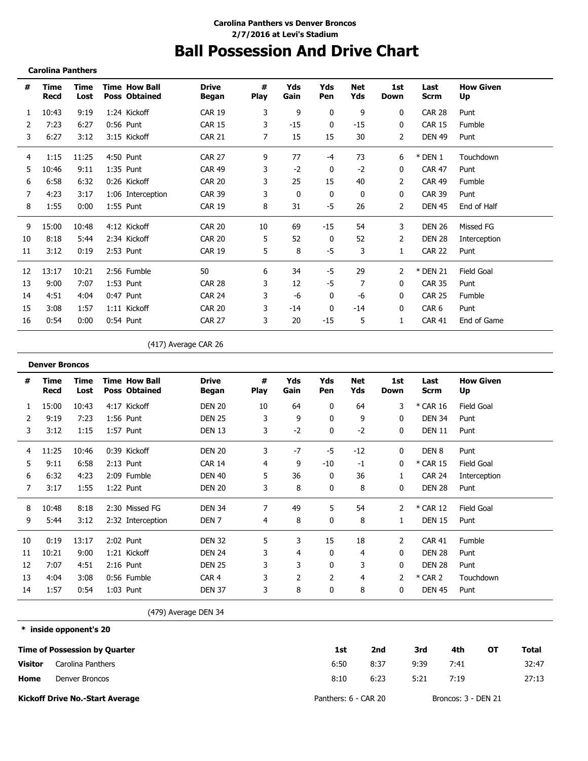**Carolina Panthers vs Denver Broncos**
**2/7/2016 at Levi's Stadium**

# Ball Possession And Drive Chart

**Carolina Panthers**

| # | Time Recd | Time Lost | Time Poss | How Ball Obtained | Drive Began | # Play | Yds Gain | Yds Pen | Net Yds | 1st Down | Last Scrm | How Given Up |
|---|---|---|---|---|---|---|---|---|---|---|---|---|
| 1 | 10:43 | 9:19 | 1:24 | Kickoff | CAR 19 | 3 | 9 | 0 | 9 | 0 | CAR 28 | Punt |
| 2 | 7:23 | 6:27 | 0:56 | Punt | CAR 15 | 3 | -15 | 0 | -15 | 0 | CAR 15 | Fumble |
| 3 | 6:27 | 3:12 | 3:15 | Kickoff | CAR 21 | 7 | 15 | 15 | 30 | 2 | DEN 49 | Punt |
| 4 | 1:15 | 11:25 | 4:50 | Punt | CAR 27 | 9 | 77 | -4 | 73 | 6 | * DEN 1 | Touchdown |
| 5 | 10:46 | 9:11 | 1:35 | Punt | CAR 49 | 3 | -2 | 0 | -2 | 0 | CAR 47 | Punt |
| 6 | 6:58 | 6:32 | 0:26 | Kickoff | CAR 20 | 3 | 25 | 15 | 40 | 2 | CAR 49 | Fumble |
| 7 | 4:23 | 3:17 | 1:06 | Interception | CAR 39 | 3 | 0 | 0 | 0 | 0 | CAR 39 | Punt |
| 8 | 1:55 | 0:00 | 1:55 | Punt | CAR 19 | 8 | 31 | -5 | 26 | 2 | DEN 45 | End of Half |
| 9 | 15:00 | 10:48 | 4:12 | Kickoff | CAR 20 | 10 | 69 | -15 | 54 | 3 | DEN 26 | Missed FG |
| 10 | 8:18 | 5:44 | 2:34 | Kickoff | CAR 20 | 5 | 52 | 0 | 52 | 2 | DEN 28 | Interception |
| 11 | 3:12 | 0:19 | 2:53 | Punt | CAR 19 | 5 | 8 | -5 | 3 | 1 | CAR 22 | Punt |
| 12 | 13:17 | 10:21 | 2:56 | Fumble | 50 | 6 | 34 | -5 | 29 | 2 | * DEN 21 | Field Goal |
| 13 | 9:00 | 7:07 | 1:53 | Punt | CAR 28 | 3 | 12 | -5 | 7 | 0 | CAR 35 | Punt |
| 14 | 4:51 | 4:04 | 0:47 | Punt | CAR 24 | 3 | -6 | 0 | -6 | 0 | CAR 25 | Fumble |
| 15 | 3:08 | 1:57 | 1:11 | Kickoff | CAR 20 | 3 | -14 | 0 | -14 | 0 | CAR 6 | Punt |
| 16 | 0:54 | 0:00 | 0:54 | Punt | CAR 27 | 3 | 20 | -15 | 5 | 1 | CAR 41 | End of Game |

(417) Average CAR 26

**Denver Broncos**

| # | Time Recd | Time Lost | Time Poss | How Ball Obtained | Drive Began | # Play | Yds Gain | Yds Pen | Net Yds | 1st Down | Last Scrm | How Given Up |
|---|---|---|---|---|---|---|---|---|---|---|---|---|
| 1 | 15:00 | 10:43 | 4:17 | Kickoff | DEN 20 | 10 | 64 | 0 | 64 | 3 | * CAR 16 | Field Goal |
| 2 | 9:19 | 7:23 | 1:56 | Punt | DEN 25 | 3 | 9 | 0 | 9 | 0 | DEN 34 | Punt |
| 3 | 3:12 | 1:15 | 1:57 | Punt | DEN 13 | 3 | -2 | 0 | -2 | 0 | DEN 11 | Punt |
| 4 | 11:25 | 10:46 | 0:39 | Kickoff | DEN 20 | 3 | -7 | -5 | -12 | 0 | DEN 8 | Punt |
| 5 | 9:11 | 6:58 | 2:13 | Punt | CAR 14 | 4 | 9 | -10 | -1 | 0 | * CAR 15 | Field Goal |
| 6 | 6:32 | 4:23 | 2:09 | Fumble | DEN 40 | 5 | 36 | 0 | 36 | 1 | CAR 24 | Interception |
| 7 | 3:17 | 1:55 | 1:22 | Punt | DEN 20 | 3 | 8 | 0 | 8 | 0 | DEN 28 | Punt |
| 8 | 10:48 | 8:18 | 2:30 | Missed FG | DEN 34 | 7 | 49 | 5 | 54 | 2 | * CAR 12 | Field Goal |
| 9 | 5:44 | 3:12 | 2:32 | Interception | DEN 7 | 4 | 8 | 0 | 8 | 1 | DEN 15 | Punt |
| 10 | 0:19 | 13:17 | 2:02 | Punt | DEN 32 | 5 | 3 | 15 | 18 | 2 | CAR 41 | Fumble |
| 11 | 10:21 | 9:00 | 1:21 | Kickoff | DEN 24 | 3 | 4 | 0 | 4 | 0 | DEN 28 | Punt |
| 12 | 7:07 | 4:51 | 2:16 | Punt | DEN 25 | 3 | 3 | 0 | 3 | 0 | DEN 28 | Punt |
| 13 | 4:04 | 3:08 | 0:56 | Fumble | CAR 4 | 3 | 2 | 2 | 4 | 2 | * CAR 2 | Touchdown |
| 14 | 1:57 | 0:54 | 1:03 | Punt | DEN 37 | 3 | 8 | 0 | 8 | 0 | DEN 45 | Punt |

(479) Average DEN 34

**\* inside opponent's 20**

| Time of Possession by Quarter | | 1st | 2nd | 3rd | 4th | OT | Total |
|---|---|---|---|---|---|---|---|
| **Visitor** | Carolina Panthers | 6:50 | 8:37 | 9:39 | 7:41 | | 32:47 |
| **Home** | Denver Broncos | 8:10 | 6:23 | 5:21 | 7:19 | | 27:13 |

**Kickoff Drive No.-Start Average** Panthers: 6 - CAR 20 Broncos: 3 - DEN 21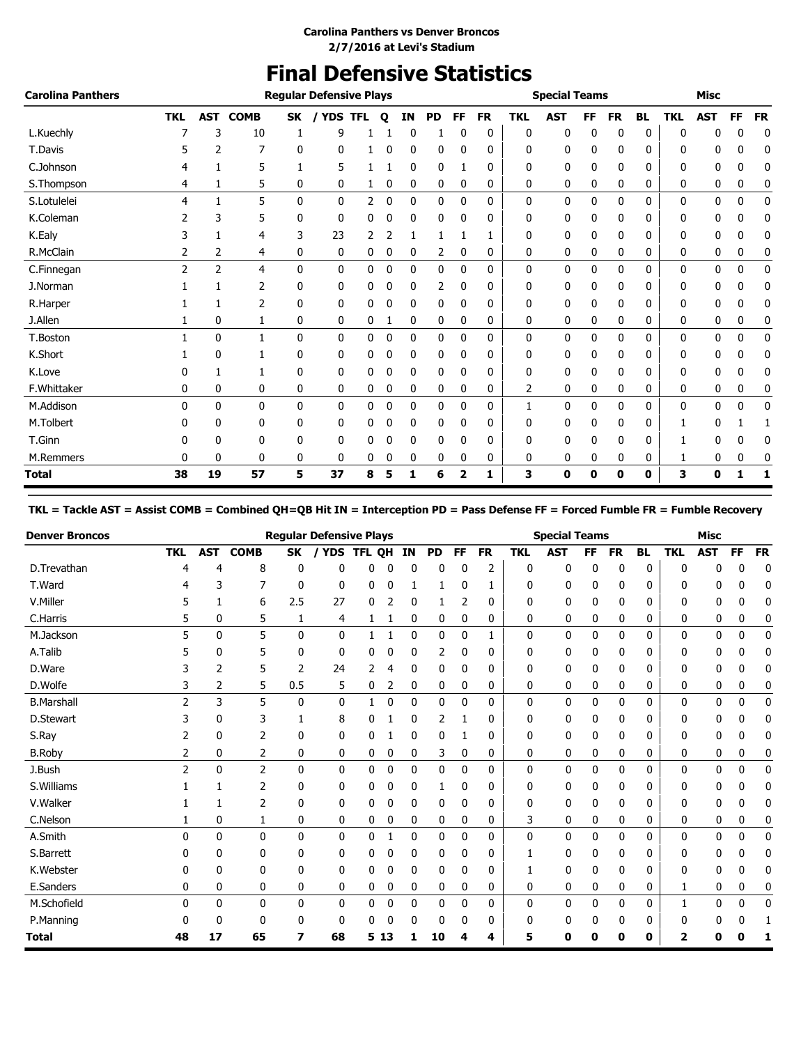**Carolina Panthers vs Denver Broncos**
**2/7/2016 at Levi's Stadium**

# Final Defensive Statistics

| Carolina Panthers | Regular Defensive Plays | | | | | | | | | | | Special Teams | | | | | Misc | | | |
|---|---|---|---|---|---|---|---|---|---|---|---|---|---|---|---|---|---|---|---|---|
| | TKL | AST | COMB | SK | / YDS | TFL | Q | IN | PD | FF | FR | TKL | AST | FF | FR | BL | TKL | AST | FF | FR |
| L.Kuechly | 7 | 3 | 10 | 1 | 9 | 1 | 1 | 0 | 1 | 0 | 0 | 0 | 0 | 0 | 0 | 0 | 0 | 0 | 0 | 0 |
| T.Davis | 5 | 2 | 7 | 0 | 0 | 1 | 0 | 0 | 0 | 0 | 0 | 0 | 0 | 0 | 0 | 0 | 0 | 0 | 0 | 0 |
| C.Johnson | 4 | 1 | 5 | 1 | 5 | 1 | 1 | 0 | 0 | 1 | 0 | 0 | 0 | 0 | 0 | 0 | 0 | 0 | 0 | 0 |
| S.Thompson | 4 | 1 | 5 | 0 | 0 | 1 | 0 | 0 | 0 | 0 | 0 | 0 | 0 | 0 | 0 | 0 | 0 | 0 | 0 | 0 |
| S.Lotulelei | 4 | 1 | 5 | 0 | 0 | 2 | 0 | 0 | 0 | 0 | 0 | 0 | 0 | 0 | 0 | 0 | 0 | 0 | 0 | 0 |
| K.Coleman | 2 | 3 | 5 | 0 | 0 | 0 | 0 | 0 | 0 | 0 | 0 | 0 | 0 | 0 | 0 | 0 | 0 | 0 | 0 | 0 |
| K.Ealy | 3 | 1 | 4 | 3 | 23 | 2 | 2 | 1 | 1 | 1 | 1 | 0 | 0 | 0 | 0 | 0 | 0 | 0 | 0 | 0 |
| R.McClain | 2 | 2 | 4 | 0 | 0 | 0 | 0 | 0 | 2 | 0 | 0 | 0 | 0 | 0 | 0 | 0 | 0 | 0 | 0 | 0 |
| C.Finnegan | 2 | 2 | 4 | 0 | 0 | 0 | 0 | 0 | 0 | 0 | 0 | 0 | 0 | 0 | 0 | 0 | 0 | 0 | 0 | 0 |
| J.Norman | 1 | 1 | 2 | 0 | 0 | 0 | 0 | 0 | 2 | 0 | 0 | 0 | 0 | 0 | 0 | 0 | 0 | 0 | 0 | 0 |
| R.Harper | 1 | 1 | 2 | 0 | 0 | 0 | 0 | 0 | 0 | 0 | 0 | 0 | 0 | 0 | 0 | 0 | 0 | 0 | 0 | 0 |
| J.Allen | 1 | 0 | 1 | 0 | 0 | 0 | 1 | 0 | 0 | 0 | 0 | 0 | 0 | 0 | 0 | 0 | 0 | 0 | 0 | 0 |
| T.Boston | 1 | 0 | 1 | 0 | 0 | 0 | 0 | 0 | 0 | 0 | 0 | 0 | 0 | 0 | 0 | 0 | 0 | 0 | 0 | 0 |
| K.Short | 1 | 0 | 1 | 0 | 0 | 0 | 0 | 0 | 0 | 0 | 0 | 0 | 0 | 0 | 0 | 0 | 0 | 0 | 0 | 0 |
| K.Love | 0 | 1 | 1 | 0 | 0 | 0 | 0 | 0 | 0 | 0 | 0 | 0 | 0 | 0 | 0 | 0 | 0 | 0 | 0 | 0 |
| F.Whittaker | 0 | 0 | 0 | 0 | 0 | 0 | 0 | 0 | 0 | 0 | 0 | 2 | 0 | 0 | 0 | 0 | 0 | 0 | 0 | 0 |
| M.Addison | 0 | 0 | 0 | 0 | 0 | 0 | 0 | 0 | 0 | 0 | 0 | 1 | 0 | 0 | 0 | 0 | 0 | 0 | 0 | 0 |
| M.Tolbert | 0 | 0 | 0 | 0 | 0 | 0 | 0 | 0 | 0 | 0 | 0 | 0 | 0 | 0 | 0 | 0 | 1 | 0 | 1 | 1 |
| T.Ginn | 0 | 0 | 0 | 0 | 0 | 0 | 0 | 0 | 0 | 0 | 0 | 0 | 0 | 0 | 0 | 0 | 1 | 0 | 0 | 0 |
| M.Remmers | 0 | 0 | 0 | 0 | 0 | 0 | 0 | 0 | 0 | 0 | 0 | 0 | 0 | 0 | 0 | 0 | 1 | 0 | 0 | 0 |
| **Total** | **38** | **19** | **57** | **5** | **37** | **8** | **5** | **1** | **6** | **2** | **1** | **3** | **0** | **0** | **0** | **0** | **3** | **0** | **1** | **1** |

**TKL = Tackle AST = Assist COMB = Combined QH=QB Hit IN = Interception PD = Pass Defense FF = Forced Fumble FR = Fumble Recovery**

| Denver Broncos | Regular Defensive Plays | | | | | | | | | | | Special Teams | | | | | Misc | | | |
|---|---|---|---|---|---|---|---|---|---|---|---|---|---|---|---|---|---|---|---|---|
| | TKL | AST | COMB | SK | / YDS | TFL | QH | IN | PD | FF | FR | TKL | AST | FF | FR | BL | TKL | AST | FF | FR |
| D.Trevathan | 4 | 4 | 8 | 0 | 0 | 0 | 0 | 0 | 0 | 0 | 2 | 0 | 0 | 0 | 0 | 0 | 0 | 0 | 0 | 0 |
| T.Ward | 4 | 3 | 7 | 0 | 0 | 0 | 0 | 1 | 1 | 0 | 1 | 0 | 0 | 0 | 0 | 0 | 0 | 0 | 0 | 0 |
| V.Miller | 5 | 1 | 6 | 2.5 | 27 | 0 | 2 | 0 | 1 | 2 | 0 | 0 | 0 | 0 | 0 | 0 | 0 | 0 | 0 | 0 |
| C.Harris | 5 | 0 | 5 | 1 | 4 | 1 | 1 | 0 | 0 | 0 | 0 | 0 | 0 | 0 | 0 | 0 | 0 | 0 | 0 | 0 |
| M.Jackson | 5 | 0 | 5 | 0 | 0 | 1 | 1 | 0 | 0 | 0 | 1 | 0 | 0 | 0 | 0 | 0 | 0 | 0 | 0 | 0 |
| A.Talib | 5 | 0 | 5 | 0 | 0 | 0 | 0 | 0 | 2 | 0 | 0 | 0 | 0 | 0 | 0 | 0 | 0 | 0 | 0 | 0 |
| D.Ware | 3 | 2 | 5 | 2 | 24 | 2 | 4 | 0 | 0 | 0 | 0 | 0 | 0 | 0 | 0 | 0 | 0 | 0 | 0 | 0 |
| D.Wolfe | 3 | 2 | 5 | 0.5 | 5 | 0 | 2 | 0 | 0 | 0 | 0 | 0 | 0 | 0 | 0 | 0 | 0 | 0 | 0 | 0 |
| B.Marshall | 2 | 3 | 5 | 0 | 0 | 1 | 0 | 0 | 0 | 0 | 0 | 0 | 0 | 0 | 0 | 0 | 0 | 0 | 0 | 0 |
| D.Stewart | 3 | 0 | 3 | 1 | 8 | 0 | 1 | 0 | 2 | 1 | 0 | 0 | 0 | 0 | 0 | 0 | 0 | 0 | 0 | 0 |
| S.Ray | 2 | 0 | 2 | 0 | 0 | 0 | 1 | 0 | 0 | 1 | 0 | 0 | 0 | 0 | 0 | 0 | 0 | 0 | 0 | 0 |
| B.Roby | 2 | 0 | 2 | 0 | 0 | 0 | 0 | 0 | 3 | 0 | 0 | 0 | 0 | 0 | 0 | 0 | 0 | 0 | 0 | 0 |
| J.Bush | 2 | 0 | 2 | 0 | 0 | 0 | 0 | 0 | 0 | 0 | 0 | 0 | 0 | 0 | 0 | 0 | 0 | 0 | 0 | 0 |
| S.Williams | 1 | 1 | 2 | 0 | 0 | 0 | 0 | 0 | 1 | 0 | 0 | 0 | 0 | 0 | 0 | 0 | 0 | 0 | 0 | 0 |
| V.Walker | 1 | 1 | 2 | 0 | 0 | 0 | 0 | 0 | 0 | 0 | 0 | 0 | 0 | 0 | 0 | 0 | 0 | 0 | 0 | 0 |
| C.Nelson | 1 | 0 | 1 | 0 | 0 | 0 | 0 | 0 | 0 | 0 | 0 | 3 | 0 | 0 | 0 | 0 | 0 | 0 | 0 | 0 |
| A.Smith | 0 | 0 | 0 | 0 | 0 | 0 | 1 | 0 | 0 | 0 | 0 | 0 | 0 | 0 | 0 | 0 | 0 | 0 | 0 | 0 |
| S.Barrett | 0 | 0 | 0 | 0 | 0 | 0 | 0 | 0 | 0 | 0 | 0 | 1 | 0 | 0 | 0 | 0 | 0 | 0 | 0 | 0 |
| K.Webster | 0 | 0 | 0 | 0 | 0 | 0 | 0 | 0 | 0 | 0 | 0 | 1 | 0 | 0 | 0 | 0 | 0 | 0 | 0 | 0 |
| E.Sanders | 0 | 0 | 0 | 0 | 0 | 0 | 0 | 0 | 0 | 0 | 0 | 0 | 0 | 0 | 0 | 0 | 1 | 0 | 0 | 0 |
| M.Schofield | 0 | 0 | 0 | 0 | 0 | 0 | 0 | 0 | 0 | 0 | 0 | 0 | 0 | 0 | 0 | 0 | 1 | 0 | 0 | 0 |
| P.Manning | 0 | 0 | 0 | 0 | 0 | 0 | 0 | 0 | 0 | 0 | 0 | 0 | 0 | 0 | 0 | 0 | 0 | 0 | 0 | 1 |
| **Total** | **48** | **17** | **65** | **7** | **68** | **5** | **13** | **1** | **10** | **4** | **4** | **5** | **0** | **0** | **0** | **0** | **2** | **0** | **0** | **1** |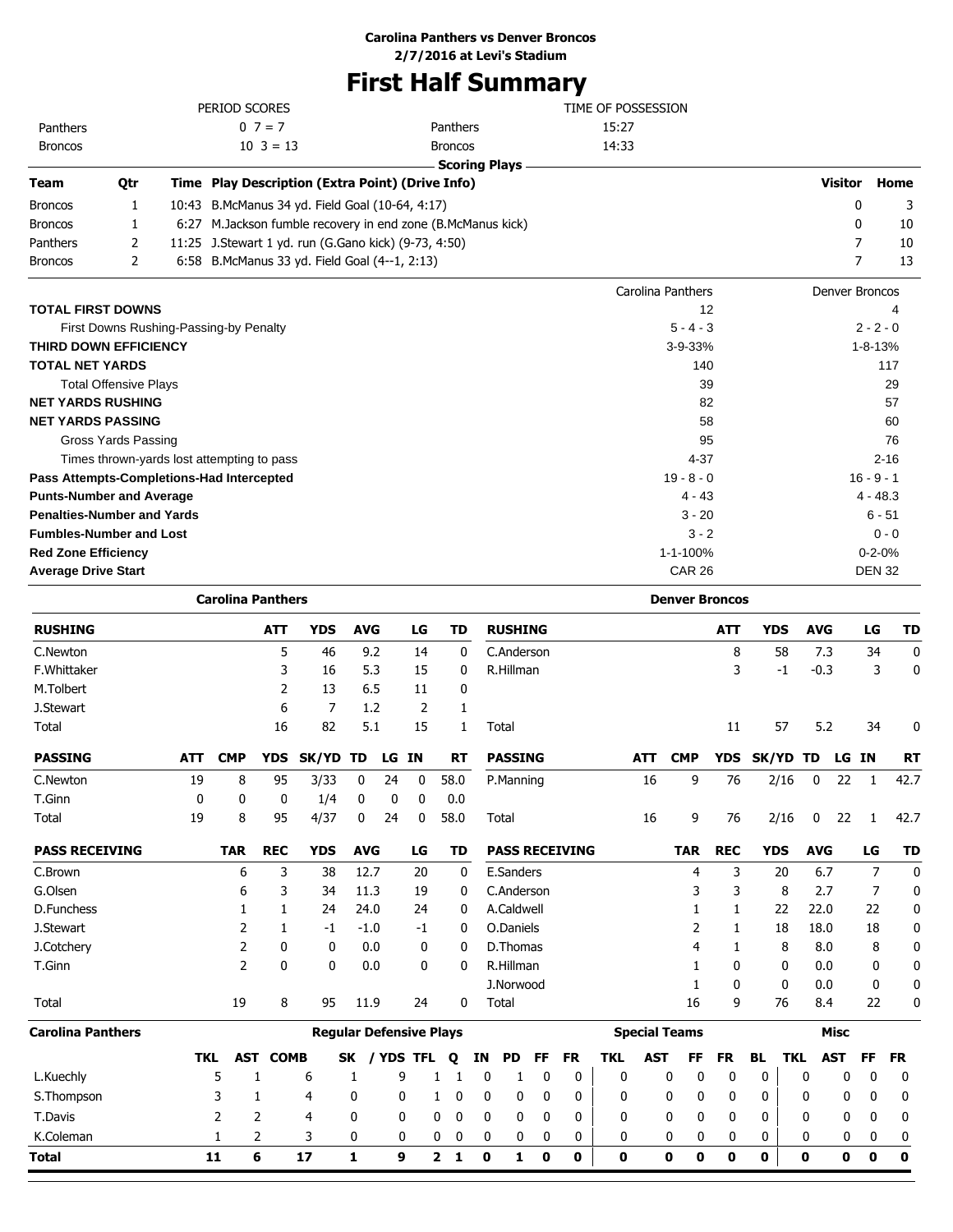**Carolina Panthers vs Denver Broncos**
**2/7/2016 at Levi's Stadium**

# First Half Summary

| PERIOD SCORES | | | TIME OF POSSESSION | |
|---|---|---|---|---|
| Panthers | 0 7 = 7 | | Panthers | 15:27 |
| Broncos | 10 3 = 13 | | Broncos | 14:33 |

**Scoring Plays**

| Team | Qtr | Time | Play Description (Extra Point) (Drive Info) | Visitor | Home |
|---|---|---|---|---|---|
| Broncos | 1 | 10:43 | B.McManus 34 yd. Field Goal (10-64, 4:17) | 0 | 3 |
| Broncos | 1 | 6:27 | M.Jackson fumble recovery in end zone (B.McManus kick) | 0 | 10 |
| Panthers | 2 | 11:25 | J.Stewart 1 yd. run (G.Gano kick) (9-73, 4:50) | 7 | 10 |
| Broncos | 2 | 6:58 | B.McManus 33 yd. Field Goal (4--1, 2:13) | 7 | 13 |

| | Carolina Panthers | Denver Broncos |
|---|---|---|
| **TOTAL FIRST DOWNS** | 12 | 4 |
| First Downs Rushing-Passing-by Penalty | 5 - 4 - 3 | 2 - 2 - 0 |
| **THIRD DOWN EFFICIENCY** | 3-9-33% | 1-8-13% |
| **TOTAL NET YARDS** | 140 | 117 |
| Total Offensive Plays | 39 | 29 |
| **NET YARDS RUSHING** | 82 | 57 |
| **NET YARDS PASSING** | 58 | 60 |
| Gross Yards Passing | 95 | 76 |
| Times thrown-yards lost attempting to pass | 4-37 | 2-16 |
| **Pass Attempts-Completions-Had Intercepted** | 19 - 8 - 0 | 16 - 9 - 1 |
| **Punts-Number and Average** | 4 - 43 | 4 - 48.3 |
| **Penalties-Number and Yards** | 3 - 20 | 6 - 51 |
| **Fumbles-Number and Lost** | 3 - 2 | 0 - 0 |
| **Red Zone Efficiency** | 1-1-100% | 0-2-0% |
| **Average Drive Start** | CAR 26 | DEN 32 |

## Carolina Panthers

| RUSHING | ATT | YDS | AVG | LG | TD |
|---|---|---|---|---|---|
| C.Newton | 5 | 46 | 9.2 | 14 | 0 |
| F.Whittaker | 3 | 16 | 5.3 | 15 | 0 |
| M.Tolbert | 2 | 13 | 6.5 | 11 | 0 |
| J.Stewart | 6 | 7 | 1.2 | 2 | 1 |
| Total | 16 | 82 | 5.1 | 15 | 1 |

| PASSING | ATT | CMP | YDS | SK/YD | TD | LG | IN | RT |
|---|---|---|---|---|---|---|---|---|
| C.Newton | 19 | 8 | 95 | 3/33 | 0 | 24 | 0 | 58.0 |
| T.Ginn | 0 | 0 | 0 | 1/4 | 0 | 0 | 0 | 0.0 |
| Total | 19 | 8 | 95 | 4/37 | 0 | 24 | 0 | 58.0 |

| PASS RECEIVING | TAR | REC | YDS | AVG | LG | TD |
|---|---|---|---|---|---|---|
| C.Brown | 6 | 3 | 38 | 12.7 | 20 | 0 |
| G.Olsen | 6 | 3 | 34 | 11.3 | 19 | 0 |
| D.Funchess | 1 | 1 | 24 | 24.0 | 24 | 0 |
| J.Stewart | 2 | 1 | -1 | -1.0 | -1 | 0 |
| J.Cotchery | 2 | 0 | 0 | 0.0 | 0 | 0 |
| T.Ginn | 2 | 0 | 0 | 0.0 | 0 | 0 |
| Total | 19 | 8 | 95 | 11.9 | 24 | 0 |

## Denver Broncos

| RUSHING | ATT | YDS | AVG | LG | TD |
|---|---|---|---|---|---|
| C.Anderson | 8 | 58 | 7.3 | 34 | 0 |
| R.Hillman | 3 | -1 | -0.3 | 3 | 0 |
| Total | 11 | 57 | 5.2 | 34 | 0 |

| PASSING | ATT | CMP | YDS | SK/YD | TD | LG | IN | RT |
|---|---|---|---|---|---|---|---|---|
| P.Manning | 16 | 9 | 76 | 2/16 | 0 | 22 | 1 | 42.7 |
| Total | 16 | 9 | 76 | 2/16 | 0 | 22 | 1 | 42.7 |

| PASS RECEIVING | TAR | REC | YDS | AVG | LG | TD |
|---|---|---|---|---|---|---|
| E.Sanders | 4 | 3 | 20 | 6.7 | 7 | 0 |
| C.Anderson | 3 | 3 | 8 | 2.7 | 7 | 0 |
| A.Caldwell | 1 | 1 | 22 | 22.0 | 22 | 0 |
| O.Daniels | 2 | 1 | 18 | 18.0 | 18 | 0 |
| D.Thomas | 4 | 1 | 8 | 8.0 | 8 | 0 |
| R.Hillman | 1 | 0 | 0 | 0.0 | 0 | 0 |
| J.Norwood | 1 | 0 | 0 | 0.0 | 0 | 0 |
| Total | 16 | 9 | 76 | 8.4 | 22 | 0 |

## Carolina Panthers Defense

| | Regular Defensive Plays | | | | | | | | | | | Special Teams | | | | | Misc | | | |
|---|---|---|---|---|---|---|---|---|---|---|---|---|---|---|---|---|---|---|---|---|
| | TKL | AST | COMB | SK | / YDS | TFL | Q | IN | PD | FF | FR | TKL | AST | FF | FR | BL | TKL | AST | FF | FR |
| L.Kuechly | 5 | 1 | 6 | 1 | 9 | 1 | 1 | 0 | 1 | 0 | 0 | 0 | 0 | 0 | 0 | 0 | 0 | 0 | 0 | 0 |
| S.Thompson | 3 | 1 | 4 | 0 | 0 | 1 | 0 | 0 | 0 | 0 | 0 | 0 | 0 | 0 | 0 | 0 | 0 | 0 | 0 | 0 |
| T.Davis | 2 | 2 | 4 | 0 | 0 | 0 | 0 | 0 | 0 | 0 | 0 | 0 | 0 | 0 | 0 | 0 | 0 | 0 | 0 | 0 |
| K.Coleman | 1 | 2 | 3 | 0 | 0 | 0 | 0 | 0 | 0 | 0 | 0 | 0 | 0 | 0 | 0 | 0 | 0 | 0 | 0 | 0 |
| **Total** | **11** | **6** | **17** | **1** | **9** | **2** | **1** | **0** | **1** | **0** | **0** | **0** | **0** | **0** | **0** | **0** | **0** | **0** | **0** | **0** |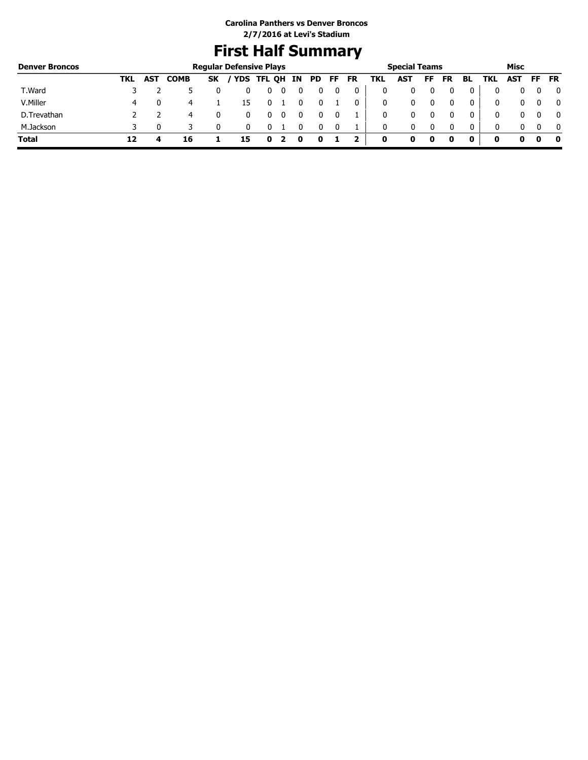**Carolina Panthers vs Denver Broncos**
**2/7/2016 at Levi's Stadium**

# First Half Summary

| Denver Broncos | Regular Defensive Plays | | | | | | | | | | | Special Teams | | | | | Misc | | | |
|---|---|---|---|---|---|---|---|---|---|---|---|---|---|---|---|---|---|---|---|---|
| | TKL | AST | COMB | SK | / YDS | TFL | QH | IN | PD | FF | FR | TKL | AST | FF | FR | BL | TKL | AST | FF | FR |
| T.Ward | 3 | 2 | 5 | 0 | 0 | 0 | 0 | 0 | 0 | 0 | 0 | 0 | 0 | 0 | 0 | 0 | 0 | 0 | 0 | 0 |
| V.Miller | 4 | 0 | 4 | 1 | 15 | 0 | 1 | 0 | 0 | 1 | 0 | 0 | 0 | 0 | 0 | 0 | 0 | 0 | 0 | 0 |
| D.Trevathan | 2 | 2 | 4 | 0 | 0 | 0 | 0 | 0 | 0 | 0 | 1 | 0 | 0 | 0 | 0 | 0 | 0 | 0 | 0 | 0 |
| M.Jackson | 3 | 0 | 3 | 0 | 0 | 0 | 1 | 0 | 0 | 0 | 1 | 0 | 0 | 0 | 0 | 0 | 0 | 0 | 0 | 0 |
| **Total** | **12** | **4** | **16** | **1** | **15** | **0** | **2** | **0** | **0** | **1** | **2** | **0** | **0** | **0** | **0** | **0** | **0** | **0** | **0** | **0** |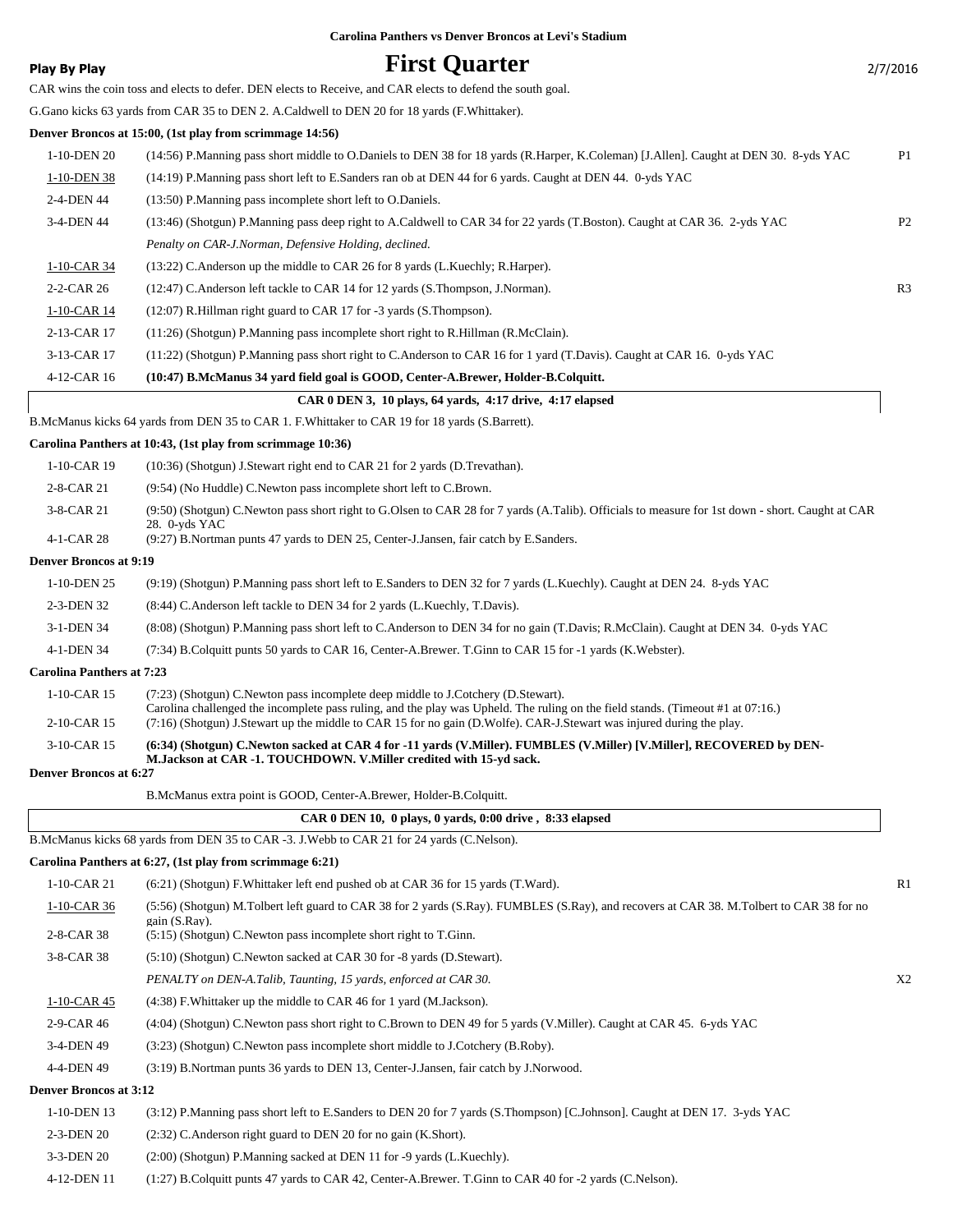**Carolina Panthers vs Denver Broncos at Levi's Stadium**

**Play By Play**

# First Quarter

2/7/2016

CAR wins the coin toss and elects to defer. DEN elects to Receive, and CAR elects to defend the south goal.

G.Gano kicks 63 yards from CAR 35 to DEN 2. A.Caldwell to DEN 20 for 18 yards (F.Whittaker).

**Denver Broncos at 15:00, (1st play from scrimmage 14:56)**

| Down | Play | |
|---|---|---|
| 1-10-DEN 20 | (14:56) P.Manning pass short middle to O.Daniels to DEN 38 for 18 yards (R.Harper, K.Coleman) [J.Allen]. Caught at DEN 30. 8-yds YAC | P1 |
| 1-10-DEN 38 | (14:19) P.Manning pass short left to E.Sanders ran ob at DEN 44 for 6 yards. Caught at DEN 44. 0-yds YAC | |
| 2-4-DEN 44 | (13:50) P.Manning pass incomplete short left to O.Daniels. | |
| 3-4-DEN 44 | (13:46) (Shotgun) P.Manning pass deep right to A.Caldwell to CAR 34 for 22 yards (T.Boston). Caught at CAR 36. 2-yds YAC | P2 |
| | *Penalty on CAR-J.Norman, Defensive Holding, declined.* | |
| 1-10-CAR 34 | (13:22) C.Anderson up the middle to CAR 26 for 8 yards (L.Kuechly; R.Harper). | |
| 2-2-CAR 26 | (12:47) C.Anderson left tackle to CAR 14 for 12 yards (S.Thompson, J.Norman). | R3 |
| 1-10-CAR 14 | (12:07) R.Hillman right guard to CAR 17 for -3 yards (S.Thompson). | |
| 2-13-CAR 17 | (11:26) (Shotgun) P.Manning pass incomplete short right to R.Hillman (R.McClain). | |
| 3-13-CAR 17 | (11:22) (Shotgun) P.Manning pass short right to C.Anderson to CAR 16 for 1 yard (T.Davis). Caught at CAR 16. 0-yds YAC | |
| 4-12-CAR 16 | **(10:47) B.McManus 34 yard field goal is GOOD, Center-A.Brewer, Holder-B.Colquitt.** | |

**CAR 0 DEN 3, 10 plays, 64 yards, 4:17 drive, 4:17 elapsed**

B.McManus kicks 64 yards from DEN 35 to CAR 1. F.Whittaker to CAR 19 for 18 yards (S.Barrett).

**Carolina Panthers at 10:43, (1st play from scrimmage 10:36)**

| Down | Play | |
|---|---|---|
| 1-10-CAR 19 | (10:36) (Shotgun) J.Stewart right end to CAR 21 for 2 yards (D.Trevathan). | |
| 2-8-CAR 21 | (9:54) (No Huddle) C.Newton pass incomplete short left to C.Brown. | |
| 3-8-CAR 21 | (9:50) (Shotgun) C.Newton pass short right to G.Olsen to CAR 28 for 7 yards (A.Talib). Officials to measure for 1st down - short. Caught at CAR 28. 0-yds YAC | |
| 4-1-CAR 28 | (9:27) B.Nortman punts 47 yards to DEN 25, Center-J.Jansen, fair catch by E.Sanders. | |

**Denver Broncos at 9:19**

| Down | Play | |
|---|---|---|
| 1-10-DEN 25 | (9:19) (Shotgun) P.Manning pass short left to E.Sanders to DEN 32 for 7 yards (L.Kuechly). Caught at DEN 24. 8-yds YAC | |
| 2-3-DEN 32 | (8:44) C.Anderson left tackle to DEN 34 for 2 yards (L.Kuechly, T.Davis). | |
| 3-1-DEN 34 | (8:08) (Shotgun) P.Manning pass short left to C.Anderson to DEN 34 for no gain (T.Davis; R.McClain). Caught at DEN 34. 0-yds YAC | |
| 4-1-DEN 34 | (7:34) B.Colquitt punts 50 yards to CAR 16, Center-A.Brewer. T.Ginn to CAR 15 for -1 yards (K.Webster). | |

**Carolina Panthers at 7:23**

| Down | Play | |
|---|---|---|
| 1-10-CAR 15 | (7:23) (Shotgun) C.Newton pass incomplete deep middle to J.Cotchery (D.Stewart). Carolina challenged the incomplete pass ruling, and the play was Upheld. The ruling on the field stands. (Timeout #1 at 07:16.) | |
| 2-10-CAR 15 | (7:16) (Shotgun) J.Stewart up the middle to CAR 15 for no gain (D.Wolfe). CAR-J.Stewart was injured during the play. | |
| 3-10-CAR 15 | **(6:34) (Shotgun) C.Newton sacked at CAR 4 for -11 yards (V.Miller). FUMBLES (V.Miller) [V.Miller], RECOVERED by DEN-M.Jackson at CAR -1. TOUCHDOWN. V.Miller credited with 15-yd sack.** | |

**Denver Broncos at 6:27**

B.McManus extra point is GOOD, Center-A.Brewer, Holder-B.Colquitt.

**CAR 0 DEN 10, 0 plays, 0 yards, 0:00 drive , 8:33 elapsed**

B.McManus kicks 68 yards from DEN 35 to CAR -3. J.Webb to CAR 21 for 24 yards (C.Nelson).

**Carolina Panthers at 6:27, (1st play from scrimmage 6:21)**

| Down | Play | |
|---|---|---|
| 1-10-CAR 21 | (6:21) (Shotgun) F.Whittaker left end pushed ob at CAR 36 for 15 yards (T.Ward). | R1 |
| 1-10-CAR 36 | (5:56) (Shotgun) M.Tolbert left guard to CAR 38 for 2 yards (S.Ray). FUMBLES (S.Ray), and recovers at CAR 38. M.Tolbert to CAR 38 for no gain (S.Ray). | |
| 2-8-CAR 38 | (5:15) (Shotgun) C.Newton pass incomplete short right to T.Ginn. | |
| 3-8-CAR 38 | (5:10) (Shotgun) C.Newton sacked at CAR 30 for -8 yards (D.Stewart). | |
| | *PENALTY on DEN-A.Talib, Taunting, 15 yards, enforced at CAR 30.* | X2 |
| 1-10-CAR 45 | (4:38) F.Whittaker up the middle to CAR 46 for 1 yard (M.Jackson). | |
| 2-9-CAR 46 | (4:04) (Shotgun) C.Newton pass short right to C.Brown to DEN 49 for 5 yards (V.Miller). Caught at CAR 45. 6-yds YAC | |
| 3-4-DEN 49 | (3:23) (Shotgun) C.Newton pass incomplete short middle to J.Cotchery (B.Roby). | |
| 4-4-DEN 49 | (3:19) B.Nortman punts 36 yards to DEN 13, Center-J.Jansen, fair catch by J.Norwood. | |

**Denver Broncos at 3:12**

| Down | Play | |
|---|---|---|
| 1-10-DEN 13 | (3:12) P.Manning pass short left to E.Sanders to DEN 20 for 7 yards (S.Thompson) [C.Johnson]. Caught at DEN 17. 3-yds YAC | |
| 2-3-DEN 20 | (2:32) C.Anderson right guard to DEN 20 for no gain (K.Short). | |
| 3-3-DEN 20 | (2:00) (Shotgun) P.Manning sacked at DEN 11 for -9 yards (L.Kuechly). | |
| 4-12-DEN 11 | (1:27) B.Colquitt punts 47 yards to CAR 42, Center-A.Brewer. T.Ginn to CAR 40 for -2 yards (C.Nelson). | |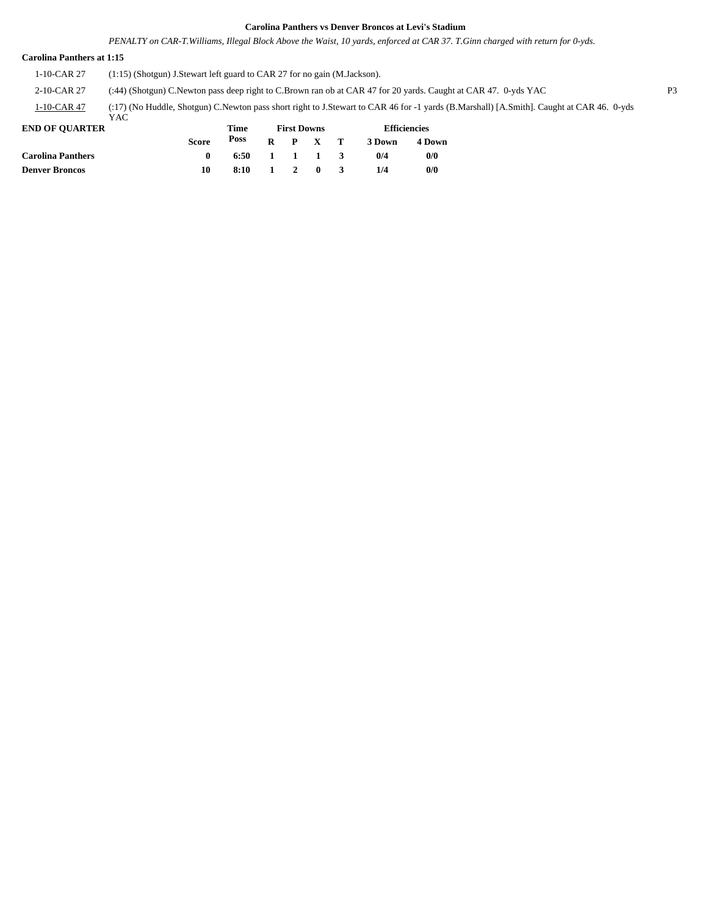**Carolina Panthers vs Denver Broncos at Levi's Stadium**

*PENALTY on CAR-T.Williams, Illegal Block Above the Waist, 10 yards, enforced at CAR 37. T.Ginn charged with return for 0-yds.*

**Carolina Panthers at 1:15**

| | | |
|---|---|---|
| 1-10-CAR 27 | (1:15) (Shotgun) J.Stewart left guard to CAR 27 for no gain (M.Jackson). | |
| 2-10-CAR 27 | (:44) (Shotgun) C.Newton pass deep right to C.Brown ran ob at CAR 47 for 20 yards. Caught at CAR 47. 0-yds YAC | P3 |
| 1-10-CAR 47 | (:17) (No Huddle, Shotgun) C.Newton pass short right to J.Stewart to CAR 46 for -1 yards (B.Marshall) [A.Smith]. Caught at CAR 46. 0-yds YAC | |

| END OF QUARTER | Score | Time Poss | First Downs R | P | X | T | Efficiencies 3 Down | 4 Down |
|---|---|---|---|---|---|---|---|---|
| **Carolina Panthers** | 0 | 6:50 | 1 | 1 | 1 | 3 | 0/4 | 0/0 |
| **Denver Broncos** | 10 | 8:10 | 1 | 2 | 0 | 3 | 1/4 | 0/0 |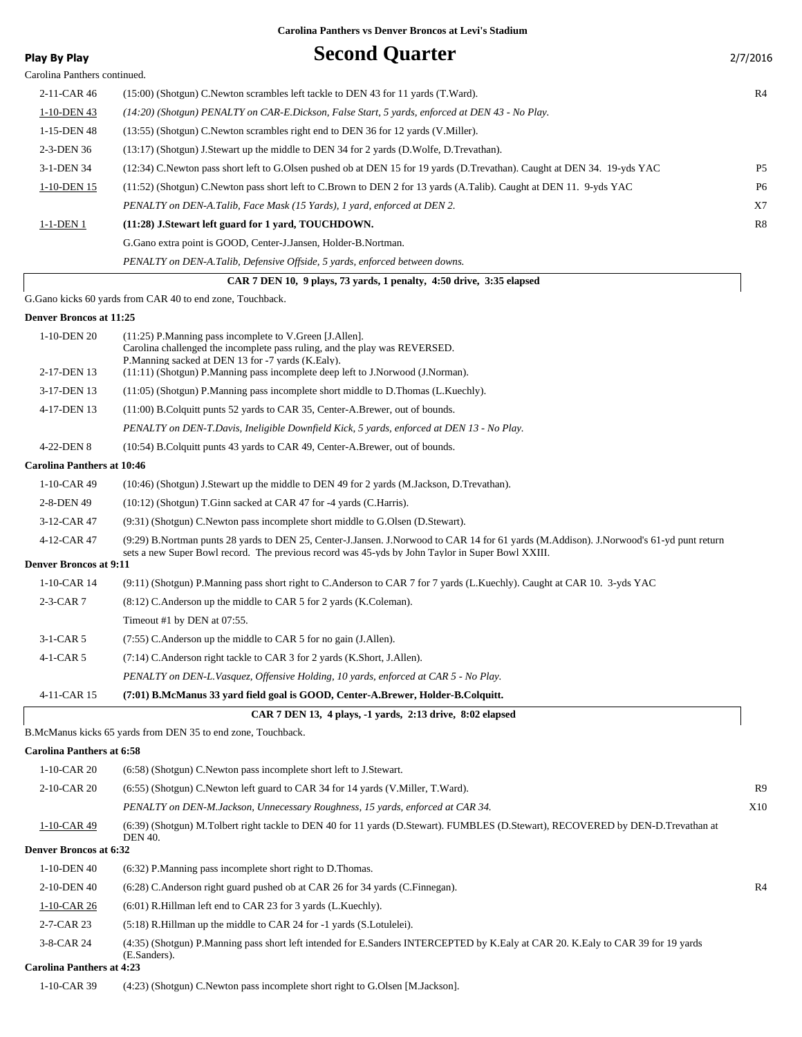Carolina Panthers vs Denver Broncos at Levi's Stadium

**Play By Play**

# Second Quarter

2/7/2016

Carolina Panthers continued.

| Down | Play | |
|---|---|---|
| 2-11-CAR 46 | (15:00) (Shotgun) C.Newton scrambles left tackle to DEN 43 for 11 yards (T.Ward). | R4 |
| 1-10-DEN 43 | *(14:20) (Shotgun) PENALTY on CAR-E.Dickson, False Start, 5 yards, enforced at DEN 43 - No Play.* | |
| 1-15-DEN 48 | (13:55) (Shotgun) C.Newton scrambles right end to DEN 36 for 12 yards (V.Miller). | |
| 2-3-DEN 36 | (13:17) (Shotgun) J.Stewart up the middle to DEN 34 for 2 yards (D.Wolfe, D.Trevathan). | |
| 3-1-DEN 34 | (12:34) C.Newton pass short left to G.Olsen pushed ob at DEN 15 for 19 yards (D.Trevathan). Caught at DEN 34. 19-yds YAC | P5 |
| 1-10-DEN 15 | (11:52) (Shotgun) C.Newton pass short left to C.Brown to DEN 2 for 13 yards (A.Talib). Caught at DEN 11. 9-yds YAC | P6 |
| | *PENALTY on DEN-A.Talib, Face Mask (15 Yards), 1 yard, enforced at DEN 2.* | X7 |
| 1-1-DEN 1 | **(11:28) J.Stewart left guard for 1 yard, TOUCHDOWN.** | R8 |
| | G.Gano extra point is GOOD, Center-J.Jansen, Holder-B.Nortman. | |
| | *PENALTY on DEN-A.Talib, Defensive Offside, 5 yards, enforced between downs.* | |

**CAR 7 DEN 10, 9 plays, 73 yards, 1 penalty, 4:50 drive, 3:35 elapsed**

G.Gano kicks 60 yards from CAR 40 to end zone, Touchback.

**Denver Broncos at 11:25**

| Down | Play | |
|---|---|---|
| 1-10-DEN 20 | (11:25) P.Manning pass incomplete to V.Green [J.Allen]. Carolina challenged the incomplete pass ruling, and the play was REVERSED. P.Manning sacked at DEN 13 for -7 yards (K.Ealy). | |
| 2-17-DEN 13 | (11:11) (Shotgun) P.Manning pass incomplete deep left to J.Norwood (J.Norman). | |
| 3-17-DEN 13 | (11:05) (Shotgun) P.Manning pass incomplete short middle to D.Thomas (L.Kuechly). | |
| 4-17-DEN 13 | (11:00) B.Colquitt punts 52 yards to CAR 35, Center-A.Brewer, out of bounds. | |
| | *PENALTY on DEN-T.Davis, Ineligible Downfield Kick, 5 yards, enforced at DEN 13 - No Play.* | |
| 4-22-DEN 8 | (10:54) B.Colquitt punts 43 yards to CAR 49, Center-A.Brewer, out of bounds. | |

**Carolina Panthers at 10:46**

| Down | Play | |
|---|---|---|
| 1-10-CAR 49 | (10:46) (Shotgun) J.Stewart up the middle to DEN 49 for 2 yards (M.Jackson, D.Trevathan). | |
| 2-8-DEN 49 | (10:12) (Shotgun) T.Ginn sacked at CAR 47 for -4 yards (C.Harris). | |
| 3-12-CAR 47 | (9:31) (Shotgun) C.Newton pass incomplete short middle to G.Olsen (D.Stewart). | |
| 4-12-CAR 47 | (9:29) B.Nortman punts 28 yards to DEN 25, Center-J.Jansen. J.Norwood to CAR 14 for 61 yards (M.Addison). J.Norwood's 61-yd punt return sets a new Super Bowl record. The previous record was 45-yds by John Taylor in Super Bowl XXIII. | |

**Denver Broncos at 9:11**

| Down | Play | |
|---|---|---|
| 1-10-CAR 14 | (9:11) (Shotgun) P.Manning pass short right to C.Anderson to CAR 7 for 7 yards (L.Kuechly). Caught at CAR 10. 3-yds YAC | |
| 2-3-CAR 7 | (8:12) C.Anderson up the middle to CAR 5 for 2 yards (K.Coleman). | |
| | Timeout #1 by DEN at 07:55. | |
| 3-1-CAR 5 | (7:55) C.Anderson up the middle to CAR 5 for no gain (J.Allen). | |
| 4-1-CAR 5 | (7:14) C.Anderson right tackle to CAR 3 for 2 yards (K.Short, J.Allen). | |
| | *PENALTY on DEN-L.Vasquez, Offensive Holding, 10 yards, enforced at CAR 5 - No Play.* | |
| 4-11-CAR 15 | **(7:01) B.McManus 33 yard field goal is GOOD, Center-A.Brewer, Holder-B.Colquitt.** | |

**CAR 7 DEN 13, 4 plays, -1 yards, 2:13 drive, 8:02 elapsed**

B.McManus kicks 65 yards from DEN 35 to end zone, Touchback.

**Carolina Panthers at 6:58**

| Down | Play | |
|---|---|---|
| 1-10-CAR 20 | (6:58) (Shotgun) C.Newton pass incomplete short left to J.Stewart. | |
| 2-10-CAR 20 | (6:55) (Shotgun) C.Newton left guard to CAR 34 for 14 yards (V.Miller, T.Ward). | R9 |
| | *PENALTY on DEN-M.Jackson, Unnecessary Roughness, 15 yards, enforced at CAR 34.* | X10 |
| 1-10-CAR 49 | (6:39) (Shotgun) M.Tolbert right tackle to DEN 40 for 11 yards (D.Stewart). FUMBLES (D.Stewart), RECOVERED by DEN-D.Trevathan at DEN 40. | |

**Denver Broncos at 6:32**

| Down | Play | |
|---|---|---|
| 1-10-DEN 40 | (6:32) P.Manning pass incomplete short right to D.Thomas. | |
| 2-10-DEN 40 | (6:28) C.Anderson right guard pushed ob at CAR 26 for 34 yards (C.Finnegan). | R4 |
| 1-10-CAR 26 | (6:01) R.Hillman left end to CAR 23 for 3 yards (L.Kuechly). | |
| 2-7-CAR 23 | (5:18) R.Hillman up the middle to CAR 24 for -1 yards (S.Lotulelei). | |
| 3-8-CAR 24 | (4:35) (Shotgun) P.Manning pass short left intended for E.Sanders INTERCEPTED by K.Ealy at CAR 20. K.Ealy to CAR 39 for 19 yards (E.Sanders). | |

**Carolina Panthers at 4:23**

| Down | Play | |
|---|---|---|
| 1-10-CAR 39 | (4:23) (Shotgun) C.Newton pass incomplete short right to G.Olsen [M.Jackson]. | |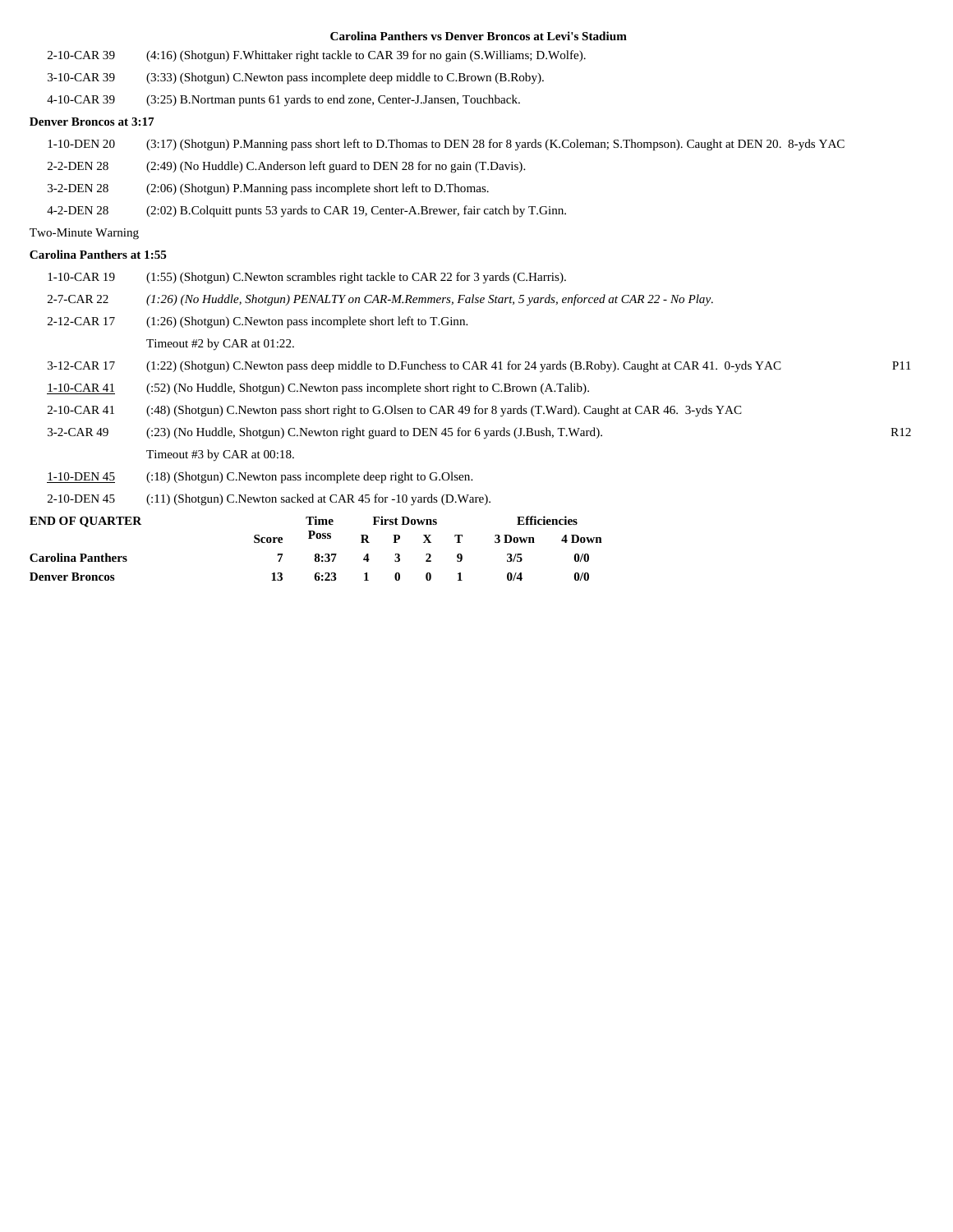**Carolina Panthers vs Denver Broncos at Levi's Stadium**

| | | |
|---|---|---|
| 2-10-CAR 39 | (4:16) (Shotgun) F.Whittaker right tackle to CAR 39 for no gain (S.Williams; D.Wolfe). | |
| 3-10-CAR 39 | (3:33) (Shotgun) C.Newton pass incomplete deep middle to C.Brown (B.Roby). | |
| 4-10-CAR 39 | (3:25) B.Nortman punts 61 yards to end zone, Center-J.Jansen, Touchback. | |

**Denver Broncos at 3:17**

| | | |
|---|---|---|
| 1-10-DEN 20 | (3:17) (Shotgun) P.Manning pass short left to D.Thomas to DEN 28 for 8 yards (K.Coleman; S.Thompson). Caught at DEN 20. 8-yds YAC | |
| 2-2-DEN 28 | (2:49) (No Huddle) C.Anderson left guard to DEN 28 for no gain (T.Davis). | |
| 3-2-DEN 28 | (2:06) (Shotgun) P.Manning pass incomplete short left to D.Thomas. | |
| 4-2-DEN 28 | (2:02) B.Colquitt punts 53 yards to CAR 19, Center-A.Brewer, fair catch by T.Ginn. | |

Two-Minute Warning

**Carolina Panthers at 1:55**

| | | |
|---|---|---|
| 1-10-CAR 19 | (1:55) (Shotgun) C.Newton scrambles right tackle to CAR 22 for 3 yards (C.Harris). | |
| 2-7-CAR 22 | *(1:26) (No Huddle, Shotgun) PENALTY on CAR-M.Remmers, False Start, 5 yards, enforced at CAR 22 - No Play.* | |
| 2-12-CAR 17 | (1:26) (Shotgun) C.Newton pass incomplete short left to T.Ginn. | |
| | Timeout #2 by CAR at 01:22. | |
| 3-12-CAR 17 | (1:22) (Shotgun) C.Newton pass deep middle to D.Funchess to CAR 41 for 24 yards (B.Roby). Caught at CAR 41. 0-yds YAC | P11 |
| 1-10-CAR 41 | (:52) (No Huddle, Shotgun) C.Newton pass incomplete short right to C.Brown (A.Talib). | |
| 2-10-CAR 41 | (:48) (Shotgun) C.Newton pass short right to G.Olsen to CAR 49 for 8 yards (T.Ward). Caught at CAR 46. 3-yds YAC | |
| 3-2-CAR 49 | (:23) (No Huddle, Shotgun) C.Newton right guard to DEN 45 for 6 yards (J.Bush, T.Ward). | R12 |
| | Timeout #3 by CAR at 00:18. | |
| 1-10-DEN 45 | (:18) (Shotgun) C.Newton pass incomplete deep right to G.Olsen. | |
| 2-10-DEN 45 | (:11) (Shotgun) C.Newton sacked at CAR 45 for -10 yards (D.Ware). | |

**END OF QUARTER**

| | Score | Time Poss | First Downs R | P | X | T | Efficiencies 3 Down | 4 Down |
|---|---|---|---|---|---|---|---|---|
| **Carolina Panthers** | 7 | 8:37 | 4 | 3 | 2 | 9 | 3/5 | 0/0 |
| **Denver Broncos** | 13 | 6:23 | 1 | 0 | 0 | 1 | 0/4 | 0/0 |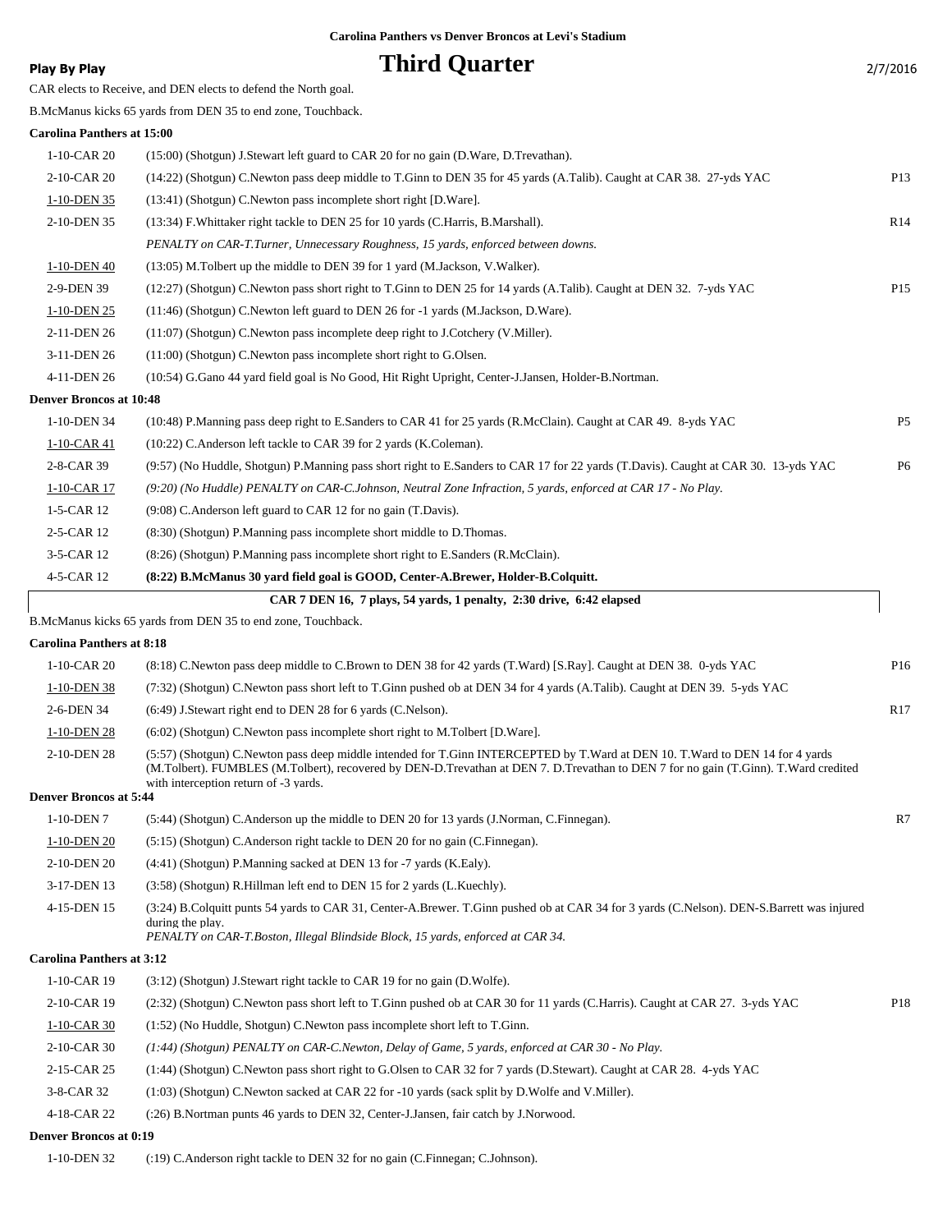Carolina Panthers vs Denver Broncos at Levi's Stadium

**Play By Play**

# Third Quarter

2/7/2016

CAR elects to Receive, and DEN elects to defend the North goal.

B.McManus kicks 65 yards from DEN 35 to end zone, Touchback.

**Carolina Panthers at 15:00**

| | | |
|---|---|---|
| 1-10-CAR 20 | (15:00) (Shotgun) J.Stewart left guard to CAR 20 for no gain (D.Ware, D.Trevathan). | |
| 2-10-CAR 20 | (14:22) (Shotgun) C.Newton pass deep middle to T.Ginn to DEN 35 for 45 yards (A.Talib). Caught at CAR 38. 27-yds YAC | P13 |
| 1-10-DEN 35 | (13:41) (Shotgun) C.Newton pass incomplete short right [D.Ware]. | |
| 2-10-DEN 35 | (13:34) F.Whittaker right tackle to DEN 25 for 10 yards (C.Harris, B.Marshall). | R14 |
| | *PENALTY on CAR-T.Turner, Unnecessary Roughness, 15 yards, enforced between downs.* | |
| 1-10-DEN 40 | (13:05) M.Tolbert up the middle to DEN 39 for 1 yard (M.Jackson, V.Walker). | |
| 2-9-DEN 39 | (12:27) (Shotgun) C.Newton pass short right to T.Ginn to DEN 25 for 14 yards (A.Talib). Caught at DEN 32. 7-yds YAC | P15 |
| 1-10-DEN 25 | (11:46) (Shotgun) C.Newton left guard to DEN 26 for -1 yards (M.Jackson, D.Ware). | |
| 2-11-DEN 26 | (11:07) (Shotgun) C.Newton pass incomplete deep right to J.Cotchery (V.Miller). | |
| 3-11-DEN 26 | (11:00) (Shotgun) C.Newton pass incomplete short right to G.Olsen. | |
| 4-11-DEN 26 | (10:54) G.Gano 44 yard field goal is No Good, Hit Right Upright, Center-J.Jansen, Holder-B.Nortman. | |

**Denver Broncos at 10:48**

| | | |
|---|---|---|
| 1-10-DEN 34 | (10:48) P.Manning pass deep right to E.Sanders to CAR 41 for 25 yards (R.McClain). Caught at CAR 49. 8-yds YAC | P5 |
| 1-10-CAR 41 | (10:22) C.Anderson left tackle to CAR 39 for 2 yards (K.Coleman). | |
| 2-8-CAR 39 | (9:57) (No Huddle, Shotgun) P.Manning pass short right to E.Sanders to CAR 17 for 22 yards (T.Davis). Caught at CAR 30. 13-yds YAC | P6 |
| 1-10-CAR 17 | *(9:20) (No Huddle) PENALTY on CAR-C.Johnson, Neutral Zone Infraction, 5 yards, enforced at CAR 17 - No Play.* | |
| 1-5-CAR 12 | (9:08) C.Anderson left guard to CAR 12 for no gain (T.Davis). | |
| 2-5-CAR 12 | (8:30) (Shotgun) P.Manning pass incomplete short middle to D.Thomas. | |
| 3-5-CAR 12 | (8:26) (Shotgun) P.Manning pass incomplete short right to E.Sanders (R.McClain). | |
| 4-5-CAR 12 | **(8:22) B.McManus 30 yard field goal is GOOD, Center-A.Brewer, Holder-B.Colquitt.** | |

**CAR 7 DEN 16, 7 plays, 54 yards, 1 penalty, 2:30 drive, 6:42 elapsed**

B.McManus kicks 65 yards from DEN 35 to end zone, Touchback.

**Carolina Panthers at 8:18**

| | | |
|---|---|---|
| 1-10-CAR 20 | (8:18) C.Newton pass deep middle to C.Brown to DEN 38 for 42 yards (T.Ward) [S.Ray]. Caught at DEN 38. 0-yds YAC | P16 |
| 1-10-DEN 38 | (7:32) (Shotgun) C.Newton pass short left to T.Ginn pushed ob at DEN 34 for 4 yards (A.Talib). Caught at DEN 39. 5-yds YAC | |
| 2-6-DEN 34 | (6:49) J.Stewart right end to DEN 28 for 6 yards (C.Nelson). | R17 |
| 1-10-DEN 28 | (6:02) (Shotgun) C.Newton pass incomplete short right to M.Tolbert [D.Ware]. | |
| 2-10-DEN 28 | (5:57) (Shotgun) C.Newton pass deep middle intended for T.Ginn INTERCEPTED by T.Ward at DEN 10. T.Ward to DEN 14 for 4 yards (M.Tolbert). FUMBLES (M.Tolbert), recovered by DEN-D.Trevathan at DEN 7. D.Trevathan to DEN 7 for no gain (T.Ginn). T.Ward credited with interception return of -3 yards. | |

**Denver Broncos at 5:44**

| | | |
|---|---|---|
| 1-10-DEN 7 | (5:44) (Shotgun) C.Anderson up the middle to DEN 20 for 13 yards (J.Norman, C.Finnegan). | R7 |
| 1-10-DEN 20 | (5:15) (Shotgun) C.Anderson right tackle to DEN 20 for no gain (C.Finnegan). | |
| 2-10-DEN 20 | (4:41) (Shotgun) P.Manning sacked at DEN 13 for -7 yards (K.Ealy). | |
| 3-17-DEN 13 | (3:58) (Shotgun) R.Hillman left end to DEN 15 for 2 yards (L.Kuechly). | |
| 4-15-DEN 15 | (3:24) B.Colquitt punts 54 yards to CAR 31, Center-A.Brewer. T.Ginn pushed ob at CAR 34 for 3 yards (C.Nelson). DEN-S.Barrett was injured during the play. *PENALTY on CAR-T.Boston, Illegal Blindside Block, 15 yards, enforced at CAR 34.* | |

**Carolina Panthers at 3:12**

| | | |
|---|---|---|
| 1-10-CAR 19 | (3:12) (Shotgun) J.Stewart right tackle to CAR 19 for no gain (D.Wolfe). | |
| 2-10-CAR 19 | (2:32) (Shotgun) C.Newton pass short left to T.Ginn pushed ob at CAR 30 for 11 yards (C.Harris). Caught at CAR 27. 3-yds YAC | P18 |
| 1-10-CAR 30 | (1:52) (No Huddle, Shotgun) C.Newton pass incomplete short left to T.Ginn. | |
| 2-10-CAR 30 | *(1:44) (Shotgun) PENALTY on CAR-C.Newton, Delay of Game, 5 yards, enforced at CAR 30 - No Play.* | |
| 2-15-CAR 25 | (1:44) (Shotgun) C.Newton pass short right to G.Olsen to CAR 32 for 7 yards (D.Stewart). Caught at CAR 28. 4-yds YAC | |
| 3-8-CAR 32 | (1:03) (Shotgun) C.Newton sacked at CAR 22 for -10 yards (sack split by D.Wolfe and V.Miller). | |
| 4-18-CAR 22 | (:26) B.Nortman punts 46 yards to DEN 32, Center-J.Jansen, fair catch by J.Norwood. | |

**Denver Broncos at 0:19**

| | | |
|---|---|---|
| 1-10-DEN 32 | (:19) C.Anderson right tackle to DEN 32 for no gain (C.Finnegan; C.Johnson). | |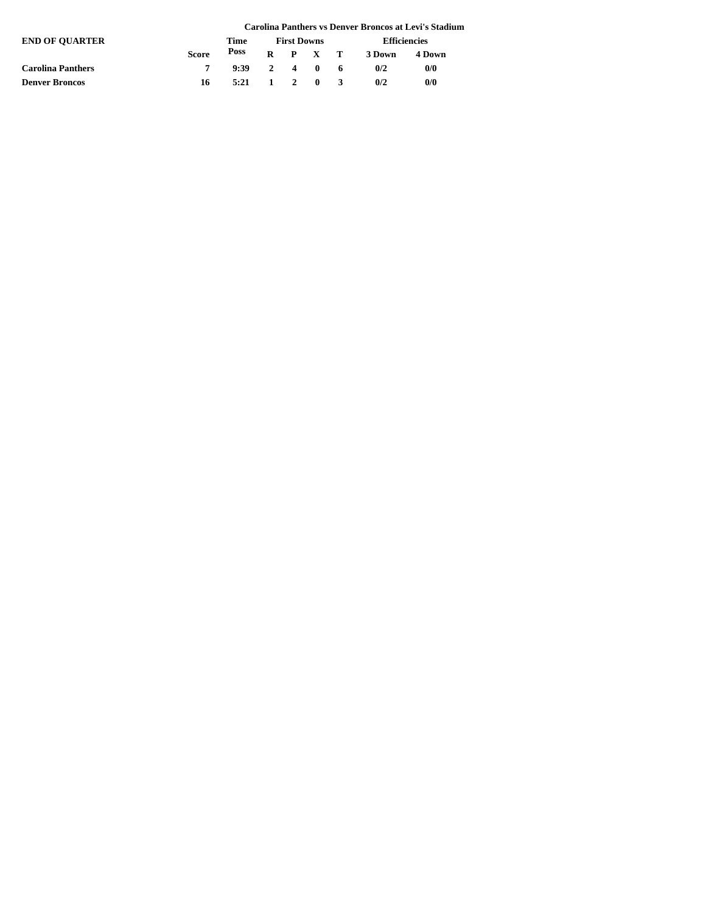**Carolina Panthers vs Denver Broncos at Levi's Stadium**

| END OF QUARTER | Score | Time Poss | First Downs | | | | Efficiencies | |
|---|---|---|---|---|---|---|---|---|
| | | | R | P | X | T | 3 Down | 4 Down |
| **Carolina Panthers** | 7 | 9:39 | 2 | 4 | 0 | 6 | 0/2 | 0/0 |
| **Denver Broncos** | 16 | 5:21 | 1 | 2 | 0 | 3 | 0/2 | 0/0 |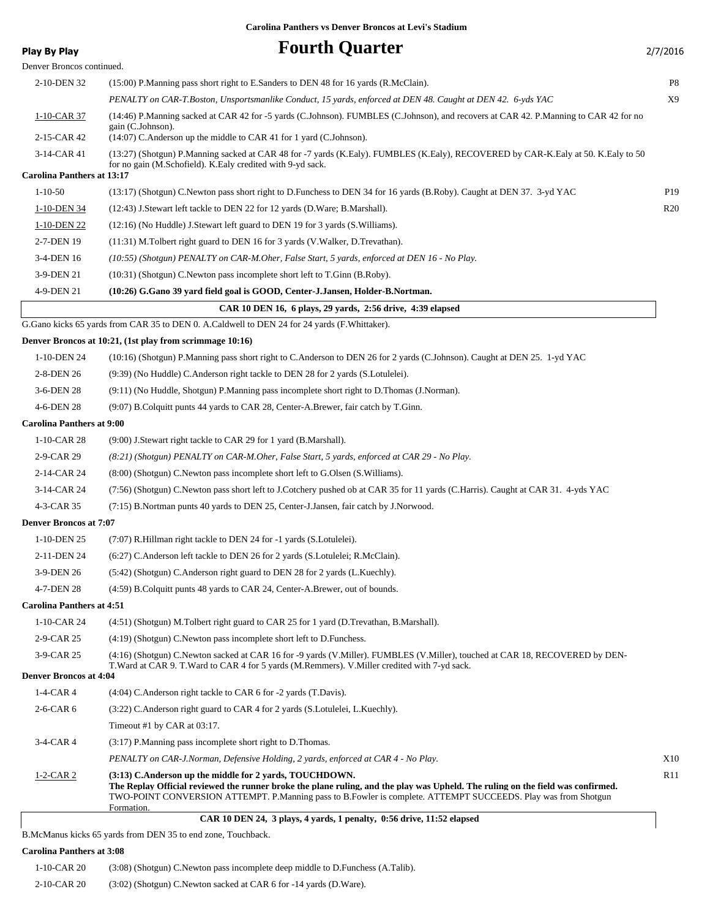**Carolina Panthers vs Denver Broncos at Levi's Stadium**

**Play By Play**

# Fourth Quarter

2/7/2016

Denver Broncos continued.

| Down & Distance | Play | |
|---|---|---|
| 2-10-DEN 32 | (15:00) P.Manning pass short right to E.Sanders to DEN 48 for 16 yards (R.McClain). | P8 |
| | *PENALTY on CAR-T.Boston, Unsportsmanlike Conduct, 15 yards, enforced at DEN 48. Caught at DEN 42. 6-yds YAC* | X9 |
| 1-10-CAR 37 | (14:46) P.Manning sacked at CAR 42 for -5 yards (C.Johnson). FUMBLES (C.Johnson), and recovers at CAR 42. P.Manning to CAR 42 for no gain (C.Johnson). | |
| 2-15-CAR 42 | (14:07) C.Anderson up the middle to CAR 41 for 1 yard (C.Johnson). | |
| 3-14-CAR 41 | (13:27) (Shotgun) P.Manning sacked at CAR 48 for -7 yards (K.Ealy). FUMBLES (K.Ealy), RECOVERED by CAR-K.Ealy at 50. K.Ealy to 50 for no gain (M.Schofield). K.Ealy credited with 9-yd sack. | |

**Carolina Panthers at 13:17**

| Down & Distance | Play | |
|---|---|---|
| 1-10-50 | (13:17) (Shotgun) C.Newton pass short right to D.Funchess to DEN 34 for 16 yards (B.Roby). Caught at DEN 37. 3-yd YAC | P19 |
| 1-10-DEN 34 | (12:43) J.Stewart left tackle to DEN 22 for 12 yards (D.Ware; B.Marshall). | R20 |
| 1-10-DEN 22 | (12:16) (No Huddle) J.Stewart left guard to DEN 19 for 3 yards (S.Williams). | |
| 2-7-DEN 19 | (11:31) M.Tolbert right guard to DEN 16 for 3 yards (V.Walker, D.Trevathan). | |
| 3-4-DEN 16 | *(10:55) (Shotgun) PENALTY on CAR-M.Oher, False Start, 5 yards, enforced at DEN 16 - No Play.* | |
| 3-9-DEN 21 | (10:31) (Shotgun) C.Newton pass incomplete short left to T.Ginn (B.Roby). | |
| 4-9-DEN 21 | **(10:26) G.Gano 39 yard field goal is GOOD, Center-J.Jansen, Holder-B.Nortman.** | |

**CAR 10 DEN 16, 6 plays, 29 yards, 2:56 drive, 4:39 elapsed**

G.Gano kicks 65 yards from CAR 35 to DEN 0. A.Caldwell to DEN 24 for 24 yards (F.Whittaker).

**Denver Broncos at 10:21, (1st play from scrimmage 10:16)**

| Down & Distance | Play |
|---|---|
| 1-10-DEN 24 | (10:16) (Shotgun) P.Manning pass short right to C.Anderson to DEN 26 for 2 yards (C.Johnson). Caught at DEN 25. 1-yd YAC |
| 2-8-DEN 26 | (9:39) (No Huddle) C.Anderson right tackle to DEN 28 for 2 yards (S.Lotulelei). |
| 3-6-DEN 28 | (9:11) (No Huddle, Shotgun) P.Manning pass incomplete short right to D.Thomas (J.Norman). |
| 4-6-DEN 28 | (9:07) B.Colquitt punts 44 yards to CAR 28, Center-A.Brewer, fair catch by T.Ginn. |

**Carolina Panthers at 9:00**

| Down & Distance | Play |
|---|---|
| 1-10-CAR 28 | (9:00) J.Stewart right tackle to CAR 29 for 1 yard (B.Marshall). |
| 2-9-CAR 29 | *(8:21) (Shotgun) PENALTY on CAR-M.Oher, False Start, 5 yards, enforced at CAR 29 - No Play.* |
| 2-14-CAR 24 | (8:00) (Shotgun) C.Newton pass incomplete short left to G.Olsen (S.Williams). |
| 3-14-CAR 24 | (7:56) (Shotgun) C.Newton pass short left to J.Cotchery pushed ob at CAR 35 for 11 yards (C.Harris). Caught at CAR 31. 4-yds YAC |
| 4-3-CAR 35 | (7:15) B.Nortman punts 40 yards to DEN 25, Center-J.Jansen, fair catch by J.Norwood. |

**Denver Broncos at 7:07**

| Down & Distance | Play |
|---|---|
| 1-10-DEN 25 | (7:07) R.Hillman right tackle to DEN 24 for -1 yards (S.Lotulelei). |
| 2-11-DEN 24 | (6:27) C.Anderson left tackle to DEN 26 for 2 yards (S.Lotulelei; R.McClain). |
| 3-9-DEN 26 | (5:42) (Shotgun) C.Anderson right guard to DEN 28 for 2 yards (L.Kuechly). |
| 4-7-DEN 28 | (4:59) B.Colquitt punts 48 yards to CAR 24, Center-A.Brewer, out of bounds. |

**Carolina Panthers at 4:51**

| Down & Distance | Play |
|---|---|
| 1-10-CAR 24 | (4:51) (Shotgun) M.Tolbert right guard to CAR 25 for 1 yard (D.Trevathan, B.Marshall). |
| 2-9-CAR 25 | (4:19) (Shotgun) C.Newton pass incomplete short left to D.Funchess. |
| 3-9-CAR 25 | (4:16) (Shotgun) C.Newton sacked at CAR 16 for -9 yards (V.Miller). FUMBLES (V.Miller), touched at CAR 18, RECOVERED by DEN-T.Ward at CAR 9. T.Ward to CAR 4 for 5 yards (M.Remmers). V.Miller credited with 7-yd sack. |

**Denver Broncos at 4:04**

| Down & Distance | Play | |
|---|---|---|
| 1-4-CAR 4 | (4:04) C.Anderson right tackle to CAR 6 for -2 yards (T.Davis). | |
| 2-6-CAR 6 | (3:22) C.Anderson right guard to CAR 4 for 2 yards (S.Lotulelei, L.Kuechly). | |
| | Timeout #1 by CAR at 03:17. | |
| 3-4-CAR 4 | (3:17) P.Manning pass incomplete short right to D.Thomas. | |
| | *PENALTY on CAR-J.Norman, Defensive Holding, 2 yards, enforced at CAR 4 - No Play.* | X10 |
| 1-2-CAR 2 | **(3:13) C.Anderson up the middle for 2 yards, TOUCHDOWN. The Replay Official reviewed the runner broke the plane ruling, and the play was Upheld. The ruling on the field was confirmed.** TWO-POINT CONVERSION ATTEMPT. P.Manning pass to B.Fowler is complete. ATTEMPT SUCCEEDS. Play was from Shotgun Formation. | R11 |

**CAR 10 DEN 24, 3 plays, 4 yards, 1 penalty, 0:56 drive, 11:52 elapsed**

B.McManus kicks 65 yards from DEN 35 to end zone, Touchback.

**Carolina Panthers at 3:08**

| Down & Distance | Play |
|---|---|
| 1-10-CAR 20 | (3:08) (Shotgun) C.Newton pass incomplete deep middle to D.Funchess (A.Talib). |
| 2-10-CAR 20 | (3:02) (Shotgun) C.Newton sacked at CAR 6 for -14 yards (D.Ware). |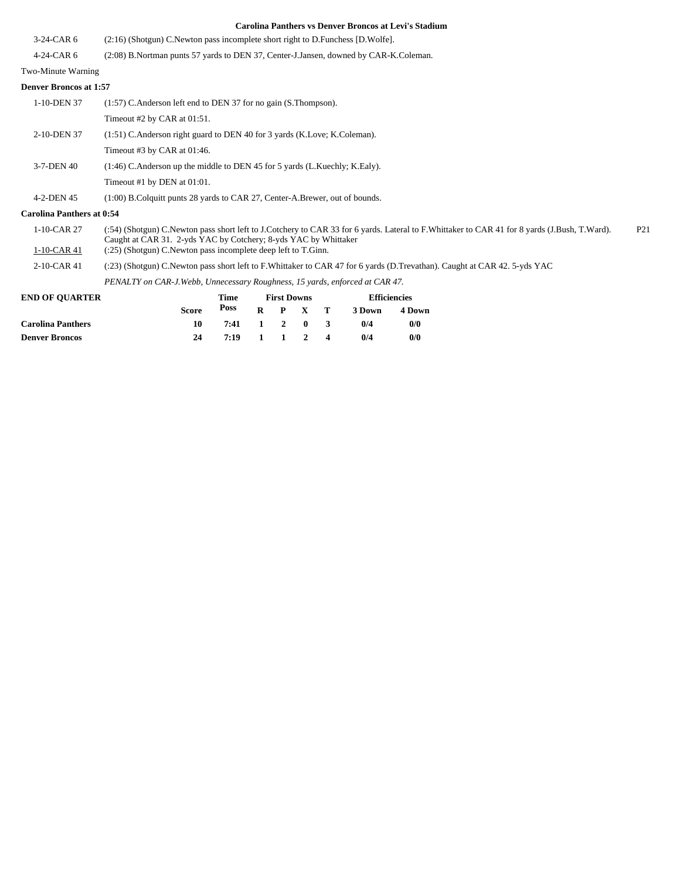## Carolina Panthers vs Denver Broncos at Levi's Stadium

| | | |
|---|---|---|
| 3-24-CAR 6 | (2:16) (Shotgun) C.Newton pass incomplete short right to D.Funchess [D.Wolfe]. | |
| 4-24-CAR 6 | (2:08) B.Nortman punts 57 yards to DEN 37, Center-J.Jansen, downed by CAR-K.Coleman. | |

Two-Minute Warning

**Denver Broncos at 1:57**

| | | |
|---|---|---|
| 1-10-DEN 37 | (1:57) C.Anderson left end to DEN 37 for no gain (S.Thompson). | |
| | Timeout #2 by CAR at 01:51. | |
| 2-10-DEN 37 | (1:51) C.Anderson right guard to DEN 40 for 3 yards (K.Love; K.Coleman). | |
| | Timeout #3 by CAR at 01:46. | |
| 3-7-DEN 40 | (1:46) C.Anderson up the middle to DEN 45 for 5 yards (L.Kuechly; K.Ealy). | |
| | Timeout #1 by DEN at 01:01. | |
| 4-2-DEN 45 | (1:00) B.Colquitt punts 28 yards to CAR 27, Center-A.Brewer, out of bounds. | |

**Carolina Panthers at 0:54**

| | | |
|---|---|---|
| 1-10-CAR 27 | (:54) (Shotgun) C.Newton pass short left to J.Cotchery to CAR 33 for 6 yards. Lateral to F.Whittaker to CAR 41 for 8 yards (J.Bush, T.Ward). Caught at CAR 31. 2-yds YAC by Cotchery; 8-yds YAC by Whittaker | P21 |
| 1-10-CAR 41 | (:25) (Shotgun) C.Newton pass incomplete deep left to T.Ginn. | |
| 2-10-CAR 41 | (:23) (Shotgun) C.Newton pass short left to F.Whittaker to CAR 47 for 6 yards (D.Trevathan). Caught at CAR 42. 5-yds YAC | |
| | *PENALTY on CAR-J.Webb, Unnecessary Roughness, 15 yards, enforced at CAR 47.* | |

| END OF QUARTER | Score | Time Poss | First Downs R | P | X | T | Efficiencies 3 Down | 4 Down |
|---|---|---|---|---|---|---|---|---|
| **Carolina Panthers** | **10** | **7:41** | **1** | **2** | **0** | **3** | **0/4** | **0/0** |
| **Denver Broncos** | **24** | **7:19** | **1** | **1** | **2** | **4** | **0/4** | **0/0** |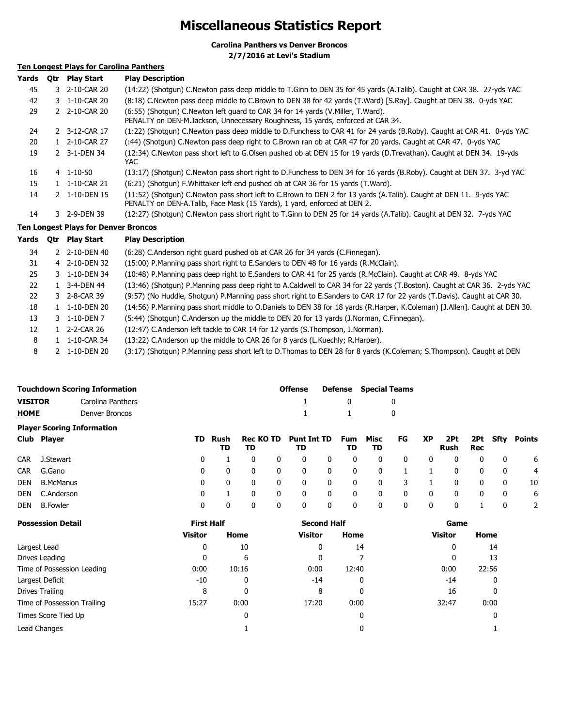# Miscellaneous Statistics Report

**Carolina Panthers vs Denver Broncos**
**2/7/2016 at Levi's Stadium**

### Ten Longest Plays for Carolina Panthers

| Yards | Qtr | Play Start | Play Description |
|---|---|---|---|
| 45 | 3 | 2-10-CAR 20 | (14:22) (Shotgun) C.Newton pass deep middle to T.Ginn to DEN 35 for 45 yards (A.Talib). Caught at CAR 38. 27-yds YAC |
| 42 | 3 | 1-10-CAR 20 | (8:18) C.Newton pass deep middle to C.Brown to DEN 38 for 42 yards (T.Ward) [S.Ray]. Caught at DEN 38. 0-yds YAC |
| 29 | 2 | 2-10-CAR 20 | (6:55) (Shotgun) C.Newton left guard to CAR 34 for 14 yards (V.Miller, T.Ward). PENALTY on DEN-M.Jackson, Unnecessary Roughness, 15 yards, enforced at CAR 34. |
| 24 | 2 | 3-12-CAR 17 | (1:22) (Shotgun) C.Newton pass deep middle to D.Funchess to CAR 41 for 24 yards (B.Roby). Caught at CAR 41. 0-yds YAC |
| 20 | 1 | 2-10-CAR 27 | (:44) (Shotgun) C.Newton pass deep right to C.Brown ran ob at CAR 47 for 20 yards. Caught at CAR 47. 0-yds YAC |
| 19 | 2 | 3-1-DEN 34 | (12:34) C.Newton pass short left to G.Olsen pushed ob at DEN 15 for 19 yards (D.Trevathan). Caught at DEN 34. 19-yds YAC |
| 16 | 4 | 1-10-50 | (13:17) (Shotgun) C.Newton pass short right to D.Funchess to DEN 34 for 16 yards (B.Roby). Caught at DEN 37. 3-yd YAC |
| 15 | 1 | 1-10-CAR 21 | (6:21) (Shotgun) F.Whittaker left end pushed ob at CAR 36 for 15 yards (T.Ward). |
| 14 | 2 | 1-10-DEN 15 | (11:52) (Shotgun) C.Newton pass short left to C.Brown to DEN 2 for 13 yards (A.Talib). Caught at DEN 11. 9-yds YAC PENALTY on DEN-A.Talib, Face Mask (15 Yards), 1 yard, enforced at DEN 2. |
| 14 | 3 | 2-9-DEN 39 | (12:27) (Shotgun) C.Newton pass short right to T.Ginn to DEN 25 for 14 yards (A.Talib). Caught at DEN 32. 7-yds YAC |

### Ten Longest Plays for Denver Broncos

| Yards | Qtr | Play Start | Play Description |
|---|---|---|---|
| 34 | 2 | 2-10-DEN 40 | (6:28) C.Anderson right guard pushed ob at CAR 26 for 34 yards (C.Finnegan). |
| 31 | 4 | 2-10-DEN 32 | (15:00) P.Manning pass short right to E.Sanders to DEN 48 for 16 yards (R.McClain). |
| 25 | 3 | 1-10-DEN 34 | (10:48) P.Manning pass deep right to E.Sanders to CAR 41 for 25 yards (R.McClain). Caught at CAR 49. 8-yds YAC |
| 22 | 1 | 3-4-DEN 44 | (13:46) (Shotgun) P.Manning pass deep right to A.Caldwell to CAR 34 for 22 yards (T.Boston). Caught at CAR 36. 2-yds YAC |
| 22 | 3 | 2-8-CAR 39 | (9:57) (No Huddle, Shotgun) P.Manning pass short right to E.Sanders to CAR 17 for 22 yards (T.Davis). Caught at CAR 30. |
| 18 | 1 | 1-10-DEN 20 | (14:56) P.Manning pass short middle to O.Daniels to DEN 38 for 18 yards (R.Harper, K.Coleman) [J.Allen]. Caught at DEN 30. |
| 13 | 3 | 1-10-DEN 7 | (5:44) (Shotgun) C.Anderson up the middle to DEN 20 for 13 yards (J.Norman, C.Finnegan). |
| 12 | 1 | 2-2-CAR 26 | (12:47) C.Anderson left tackle to CAR 14 for 12 yards (S.Thompson, J.Norman). |
| 8 | 1 | 1-10-CAR 34 | (13:22) C.Anderson up the middle to CAR 26 for 8 yards (L.Kuechly; R.Harper). |
| 8 | 2 | 1-10-DEN 20 | (3:17) (Shotgun) P.Manning pass short left to D.Thomas to DEN 28 for 8 yards (K.Coleman; S.Thompson). Caught at DEN |

### Touchdown Scoring Information

| | | Offense | Defense | Special Teams |
|---|---|---|---|---|
| **VISITOR** | Carolina Panthers | 1 | 0 | 0 |
| **HOME** | Denver Broncos | 1 | 1 | 0 |

### Player Scoring Information

| Club | Player | TD | Rush TD | Rec TD | KO TD | Punt TD | Int TD | Fum TD | Misc TD | FG | XP | 2Pt Rush | 2Pt Rec | Sfty | Points |
|---|---|---|---|---|---|---|---|---|---|---|---|---|---|---|---|
| CAR | J.Stewart | 0 | 1 | 0 | 0 | 0 | 0 | 0 | 0 | 0 | 0 | 0 | 0 | 0 | 6 |
| CAR | G.Gano | 0 | 0 | 0 | 0 | 0 | 0 | 0 | 0 | 1 | 1 | 0 | 0 | 0 | 4 |
| DEN | B.McManus | 0 | 0 | 0 | 0 | 0 | 0 | 0 | 0 | 3 | 1 | 0 | 0 | 0 | 10 |
| DEN | C.Anderson | 0 | 1 | 0 | 0 | 0 | 0 | 0 | 0 | 0 | 0 | 0 | 0 | 0 | 6 |
| DEN | B.Fowler | 0 | 0 | 0 | 0 | 0 | 0 | 0 | 0 | 0 | 0 | 0 | 1 | 0 | 2 |

### Possession Detail

| | First Half | | Second Half | | Game | |
|---|---|---|---|---|---|---|
| | Visitor | Home | Visitor | Home | Visitor | Home |
| Largest Lead | 0 | 10 | 0 | 14 | 0 | 14 |
| Drives Leading | 0 | 6 | 0 | 7 | 0 | 13 |
| Time of Possession Leading | 0:00 | 10:16 | 0:00 | 12:40 | 0:00 | 22:56 |
| Largest Deficit | -10 | 0 | -14 | 0 | -14 | 0 |
| Drives Trailing | 8 | 0 | 8 | 0 | 16 | 0 |
| Time of Possession Trailing | 15:27 | 0:00 | 17:20 | 0:00 | 32:47 | 0:00 |
| Times Score Tied Up | | 0 | | 0 | | 0 |
| Lead Changes | | 1 | | 0 | | 1 |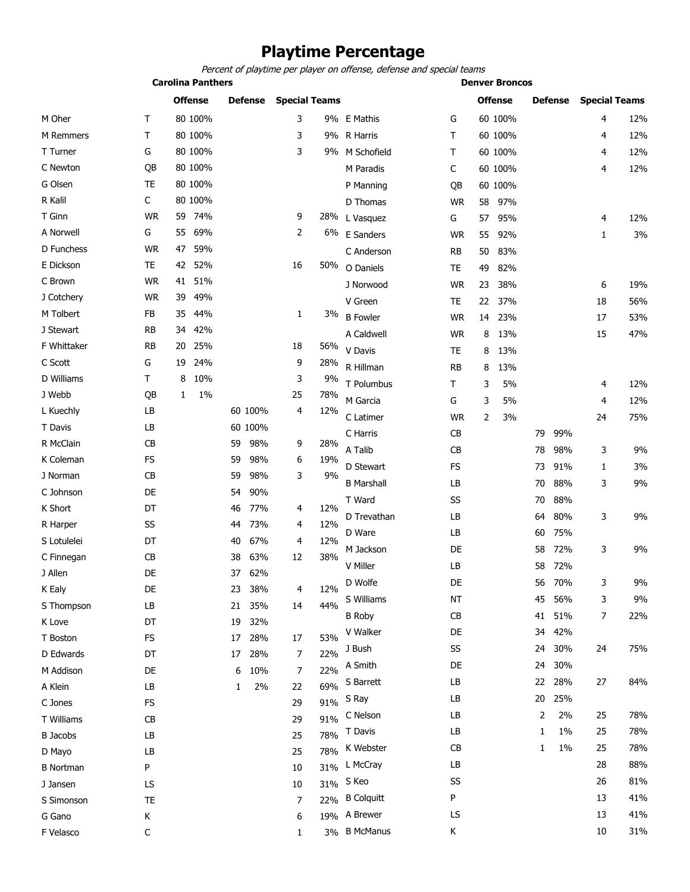# Playtime Percentage

*Percent of playtime per player on offense, defense and special teams*

## Carolina Panthers

| Player | Pos | Offense | | Defense | | Special Teams | |
|---|---|---|---|---|---|---|---|
| M Oher | T | 80 | 100% | | | 3 | 9% |
| M Remmers | T | 80 | 100% | | | 3 | 9% |
| T Turner | G | 80 | 100% | | | 3 | 9% |
| C Newton | QB | 80 | 100% | | | | |
| G Olsen | TE | 80 | 100% | | | | |
| R Kalil | C | 80 | 100% | | | | |
| T Ginn | WR | 59 | 74% | | | 9 | 28% |
| A Norwell | G | 55 | 69% | | | 2 | 6% |
| D Funchess | WR | 47 | 59% | | | | |
| E Dickson | TE | 42 | 52% | | | 16 | 50% |
| C Brown | WR | 41 | 51% | | | | |
| J Cotchery | WR | 39 | 49% | | | | |
| M Tolbert | FB | 35 | 44% | | | 1 | 3% |
| J Stewart | RB | 34 | 42% | | | | |
| F Whittaker | RB | 20 | 25% | | | 18 | 56% |
| C Scott | G | 19 | 24% | | | 9 | 28% |
| D Williams | T | 8 | 10% | | | 3 | 9% |
| J Webb | QB | 1 | 1% | | | 25 | 78% |
| L Kuechly | LB | | | 60 | 100% | 4 | 12% |
| T Davis | LB | | | 60 | 100% | | |
| R McClain | CB | | | 59 | 98% | 9 | 28% |
| K Coleman | FS | | | 59 | 98% | 6 | 19% |
| J Norman | CB | | | 59 | 98% | 3 | 9% |
| C Johnson | DE | | | 54 | 90% | | |
| K Short | DT | | | 46 | 77% | 4 | 12% |
| R Harper | SS | | | 44 | 73% | 4 | 12% |
| S Lotulelei | DT | | | 40 | 67% | 4 | 12% |
| C Finnegan | CB | | | 38 | 63% | 12 | 38% |
| J Allen | DE | | | 37 | 62% | | |
| K Ealy | DE | | | 23 | 38% | 4 | 12% |
| S Thompson | LB | | | 21 | 35% | 14 | 44% |
| K Love | DT | | | 19 | 32% | | |
| T Boston | FS | | | 17 | 28% | 17 | 53% |
| D Edwards | DT | | | 17 | 28% | 7 | 22% |
| M Addison | DE | | | 6 | 10% | 7 | 22% |
| A Klein | LB | | | 1 | 2% | 22 | 69% |
| C Jones | FS | | | | | 29 | 91% |
| T Williams | CB | | | | | 29 | 91% |
| B Jacobs | LB | | | | | 25 | 78% |
| D Mayo | LB | | | | | 25 | 78% |
| B Nortman | P | | | | | 10 | 31% |
| J Jansen | LS | | | | | 10 | 31% |
| S Simonson | TE | | | | | 7 | 22% |
| G Gano | K | | | | | 6 | 19% |
| F Velasco | C | | | | | 1 | 3% |

## Denver Broncos

| Player | Pos | Offense | | Defense | | Special Teams | |
|---|---|---|---|---|---|---|---|
| E Mathis | G | 60 | 100% | | | 4 | 12% |
| R Harris | T | 60 | 100% | | | 4 | 12% |
| M Schofield | T | 60 | 100% | | | 4 | 12% |
| M Paradis | C | 60 | 100% | | | 4 | 12% |
| P Manning | QB | 60 | 100% | | | | |
| D Thomas | WR | 58 | 97% | | | | |
| L Vasquez | G | 57 | 95% | | | 4 | 12% |
| E Sanders | WR | 55 | 92% | | | 1 | 3% |
| C Anderson | RB | 50 | 83% | | | | |
| O Daniels | TE | 49 | 82% | | | | |
| J Norwood | WR | 23 | 38% | | | 6 | 19% |
| V Green | TE | 22 | 37% | | | 18 | 56% |
| B Fowler | WR | 14 | 23% | | | 17 | 53% |
| A Caldwell | WR | 8 | 13% | | | 15 | 47% |
| V Davis | TE | 8 | 13% | | | | |
| R Hillman | RB | 8 | 13% | | | | |
| T Polumbus | T | 3 | 5% | | | 4 | 12% |
| M Garcia | G | 3 | 5% | | | 4 | 12% |
| C Latimer | WR | 2 | 3% | | | 24 | 75% |
| C Harris | CB | | | 79 | 99% | | |
| A Talib | CB | | | 78 | 98% | 3 | 9% |
| D Stewart | FS | | | 73 | 91% | 1 | 3% |
| B Marshall | LB | | | 70 | 88% | 3 | 9% |
| T Ward | SS | | | 70 | 88% | | |
| D Trevathan | LB | | | 64 | 80% | 3 | 9% |
| D Ware | LB | | | 60 | 75% | | |
| M Jackson | DE | | | 58 | 72% | 3 | 9% |
| V Miller | LB | | | 58 | 72% | | |
| D Wolfe | DE | | | 56 | 70% | 3 | 9% |
| S Williams | NT | | | 45 | 56% | 3 | 9% |
| B Roby | CB | | | 41 | 51% | 7 | 22% |
| V Walker | DE | | | 34 | 42% | | |
| J Bush | SS | | | 24 | 30% | 24 | 75% |
| A Smith | DE | | | 24 | 30% | | |
| S Barrett | LB | | | 22 | 28% | 27 | 84% |
| S Ray | LB | | | 20 | 25% | | |
| C Nelson | LB | | | 2 | 2% | 25 | 78% |
| T Davis | LB | | | 1 | 1% | 25 | 78% |
| K Webster | CB | | | 1 | 1% | 25 | 78% |
| L McCray | LB | | | | | 28 | 88% |
| S Keo | SS | | | | | 26 | 81% |
| B Colquitt | P | | | | | 13 | 41% |
| A Brewer | LS | | | | | 13 | 41% |
| B McManus | K | | | | | 10 | 31% |